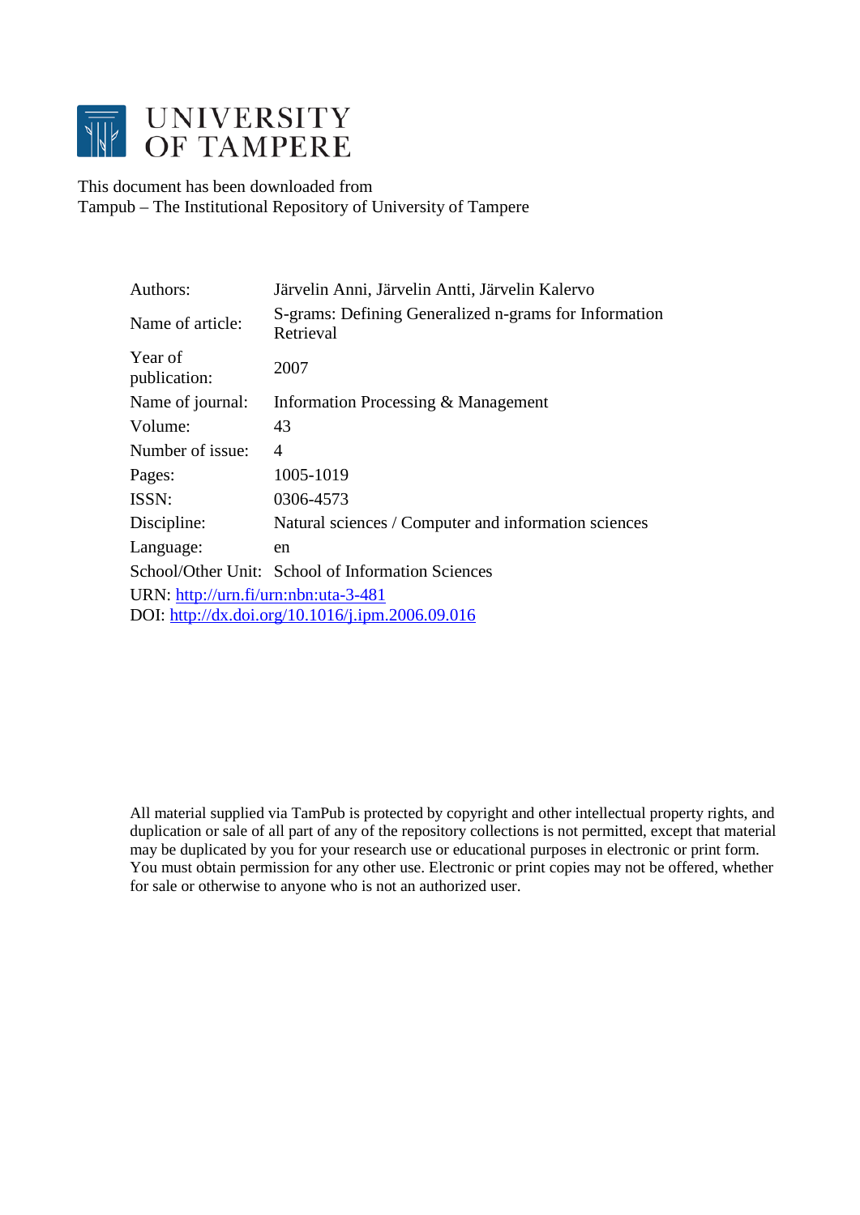# UNIVERSITY OF TAMPERE

This document has been downloaded from
Tampub – The Institutional Repository of University of Tampere

| | |
|---|---|
| Authors: | Järvelin Anni, Järvelin Antti, Järvelin Kalervo |
| Name of article: | S-grams: Defining Generalized n-grams for Information Retrieval |
| Year of publication: | 2007 |
| Name of journal: | Information Processing & Management |
| Volume: | 43 |
| Number of issue: | 4 |
| Pages: | 1005-1019 |
| ISSN: | 0306-4573 |
| Discipline: | Natural sciences / Computer and information sciences |
| Language: | en |
| School/Other Unit: | School of Information Sciences |

URN: http://urn.fi/urn:nbn:uta-3-481
DOI: http://dx.doi.org/10.1016/j.ipm.2006.09.016

All material supplied via TamPub is protected by copyright and other intellectual property rights, and duplication or sale of all part of any of the repository collections is not permitted, except that material may be duplicated by you for your research use or educational purposes in electronic or print form. You must obtain permission for any other use. Electronic or print copies may not be offered, whether for sale or otherwise to anyone who is not an authorized user.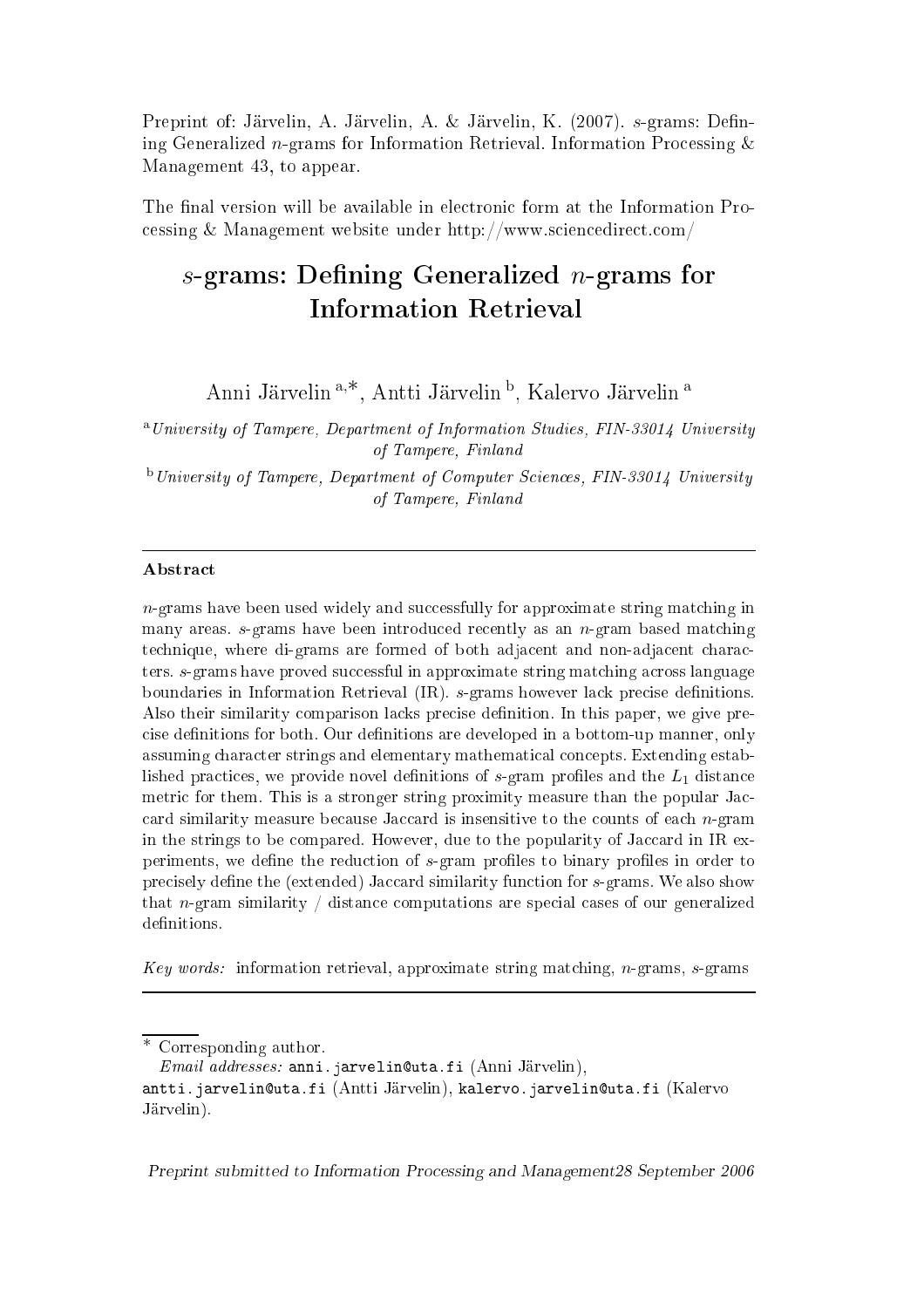Preprint of: Järvelin, A. Järvelin, A. & Järvelin, K. (2007). *s*-grams: Defining Generalized *n*-grams for Information Retrieval. Information Processing & Management 43, to appear.

The final version will be available in electronic form at the Information Processing & Management website under http://www.sciencedirect.com/

# *s*-grams: Defining Generalized *n*-grams for Information Retrieval

Anni Järvelin [a,*], Antti Järvelin [b], Kalervo Järvelin [a]

[a] *University of Tampere, Department of Information Studies, FIN-33014 University of Tampere, Finland*

[b] *University of Tampere, Department of Computer Sciences, FIN-33014 University of Tampere, Finland*

---

**Abstract**

*n*-grams have been used widely and successfully for approximate string matching in many areas. *s*-grams have been introduced recently as an *n*-gram based matching technique, where di-grams are formed of both adjacent and non-adjacent characters. *s*-grams have proved successful in approximate string matching across language boundaries in Information Retrieval (IR). *s*-grams however lack precise definitions. Also their similarity comparison lacks precise definition. In this paper, we give precise definitions for both. Our definitions are developed in a bottom-up manner, only assuming character strings and elementary mathematical concepts. Extending established practices, we provide novel definitions of *s*-gram profiles and the $L_1$ distance metric for them. This is a stronger string proximity measure than the popular Jaccard similarity measure because Jaccard is insensitive to the counts of each *n*-gram in the strings to be compared. However, due to the popularity of Jaccard in IR experiments, we define the reduction of *s*-gram profiles to binary profiles in order to precisely define the (extended) Jaccard similarity function for *s*-grams. We also show that *n*-gram similarity / distance computations are special cases of our generalized definitions.

*Key words:* information retrieval, approximate string matching, *n*-grams, *s*-grams

---

\* Corresponding author.
*Email addresses:* anni.jarvelin@uta.fi (Anni Järvelin), antti.jarvelin@uta.fi (Antti Järvelin), kalervo.jarvelin@uta.fi (Kalervo Järvelin).

*Preprint submitted to Information Processing and Management 28 September 2006*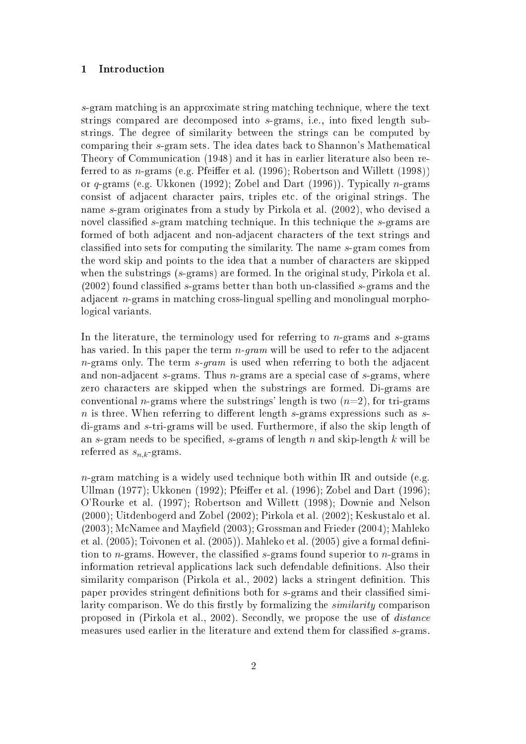## 1 Introduction

$s$-gram matching is an approximate string matching technique, where the text strings compared are decomposed into $s$-grams, i.e., into fixed length substrings. The degree of similarity between the strings can be computed by comparing their $s$-gram sets. The idea dates back to Shannon's Mathematical Theory of Communication (1948) and it has in earlier literature also been referred to as $n$-grams (e.g. Pfeiffer et al. (1996); Robertson and Willett (1998)) or $q$-grams (e.g. Ukkonen (1992); Zobel and Dart (1996)). Typically $n$-grams consist of adjacent character pairs, triples etc. of the original strings. The name $s$-gram originates from a study by Pirkola et al. (2002), who devised a novel classified $s$-gram matching technique. In this technique the $s$-grams are formed of both adjacent and non-adjacent characters of the text strings and classified into sets for computing the similarity. The name $s$-gram comes from the word skip and points to the idea that a number of characters are skipped when the substrings ($s$-grams) are formed. In the original study, Pirkola et al. (2002) found classified $s$-grams better than both un-classified $s$-grams and the adjacent $n$-grams in matching cross-lingual spelling and monolingual morphological variants.

In the literature, the terminology used for referring to $n$-grams and $s$-grams has varied. In this paper the term *$n$-gram* will be used to refer to the adjacent $n$-grams only. The term *$s$-gram* is used when referring to both the adjacent and non-adjacent $s$-grams. Thus $n$-grams are a special case of $s$-grams, where zero characters are skipped when the substrings are formed. Di-grams are conventional $n$-grams where the substrings' length is two ($n$=2), for tri-grams $n$ is three. When referring to different length $s$-grams expressions such as $s$-di-grams and $s$-tri-grams will be used. Furthermore, if also the skip length of an $s$-gram needs to be specified, $s$-grams of length $n$ and skip-length $k$ will be referred as $s_{n,k}$-grams.

$n$-gram matching is a widely used technique both within IR and outside (e.g. Ullman (1977); Ukkonen (1992); Pfeiffer et al. (1996); Zobel and Dart (1996); O'Rourke et al. (1997); Robertson and Willett (1998); Downie and Nelson (2000); Uitdenbogerd and Zobel (2002); Pirkola et al. (2002); Keskustalo et al. (2003); McNamee and Mayfield (2003); Grossman and Frieder (2004); Mahleko et al. (2005); Toivonen et al. (2005)). Mahleko et al. (2005) give a formal definition to $n$-grams. However, the classified $s$-grams found superior to $n$-grams in information retrieval applications lack such defendable definitions. Also their similarity comparison (Pirkola et al., 2002) lacks a stringent definition. This paper provides stringent definitions both for $s$-grams and their classified similarity comparison. We do this firstly by formalizing the *similarity* comparison proposed in (Pirkola et al., 2002). Secondly, we propose the use of *distance* measures used earlier in the literature and extend them for classified $s$-grams.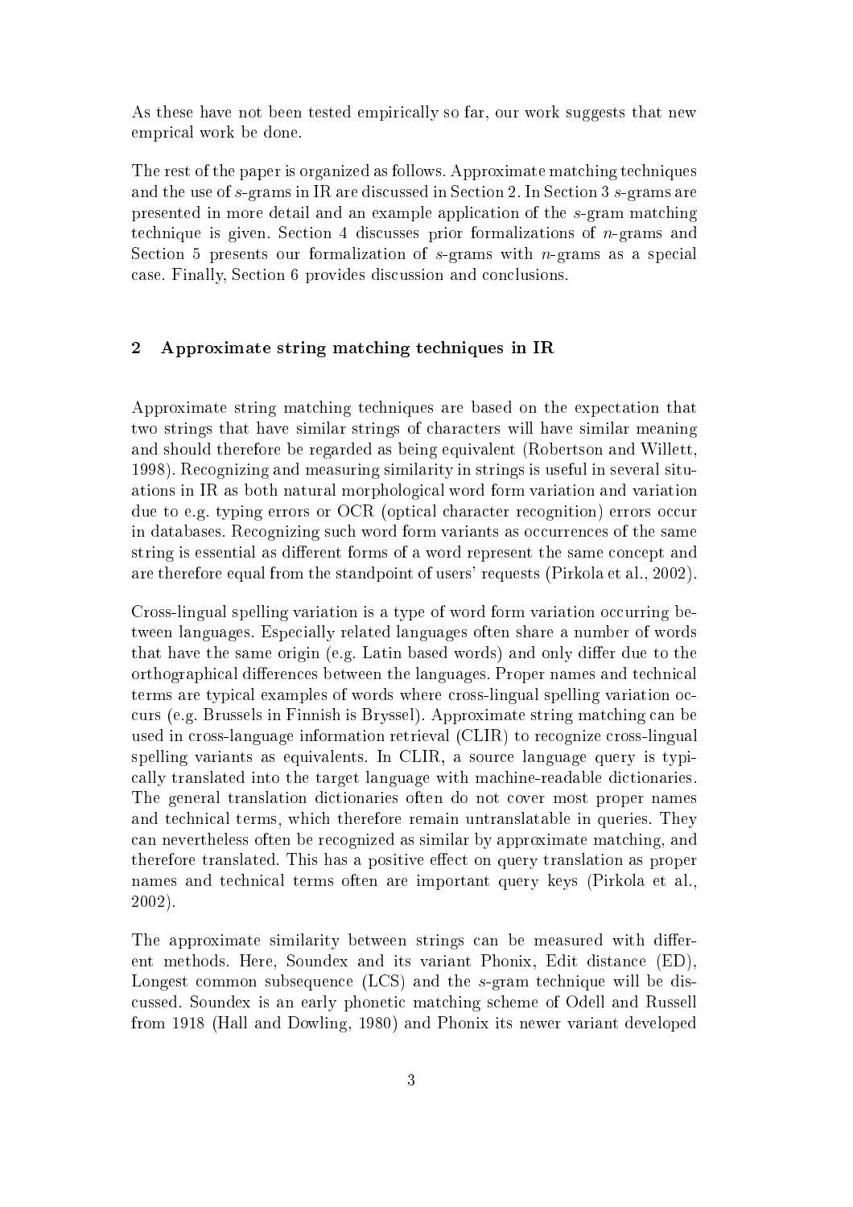As these have not been tested empirically so far, our work suggests that new emprical work be done.

The rest of the paper is organized as follows. Approximate matching techniques and the use of $s$-grams in IR are discussed in Section 2. In Section 3 $s$-grams are presented in more detail and an example application of the $s$-gram matching technique is given. Section 4 discusses prior formalizations of $n$-grams and Section 5 presents our formalization of $s$-grams with $n$-grams as a special case. Finally, Section 6 provides discussion and conclusions.

## 2 Approximate string matching techniques in IR

Approximate string matching techniques are based on the expectation that two strings that have similar strings of characters will have similar meaning and should therefore be regarded as being equivalent (Robertson and Willett, 1998). Recognizing and measuring similarity in strings is useful in several situations in IR as both natural morphological word form variation and variation due to e.g. typing errors or OCR (optical character recognition) errors occur in databases. Recognizing such word form variants as occurrences of the same string is essential as different forms of a word represent the same concept and are therefore equal from the standpoint of users' requests (Pirkola et al., 2002).

Cross-lingual spelling variation is a type of word form variation occurring between languages. Especially related languages often share a number of words that have the same origin (e.g. Latin based words) and only differ due to the orthographical differences between the languages. Proper names and technical terms are typical examples of words where cross-lingual spelling variation occurs (e.g. Brussels in Finnish is Bryssel). Approximate string matching can be used in cross-language information retrieval (CLIR) to recognize cross-lingual spelling variants as equivalents. In CLIR, a source language query is typically translated into the target language with machine-readable dictionaries. The general translation dictionaries often do not cover most proper names and technical terms, which therefore remain untranslatable in queries. They can nevertheless often be recognized as similar by approximate matching, and therefore translated. This has a positive effect on query translation as proper names and technical terms often are important query keys (Pirkola et al., 2002).

The approximate similarity between strings can be measured with different methods. Here, Soundex and its variant Phonix, Edit distance (ED), Longest common subsequence (LCS) and the $s$-gram technique will be discussed. Soundex is an early phonetic matching scheme of Odell and Russell from 1918 (Hall and Dowling, 1980) and Phonix its newer variant developed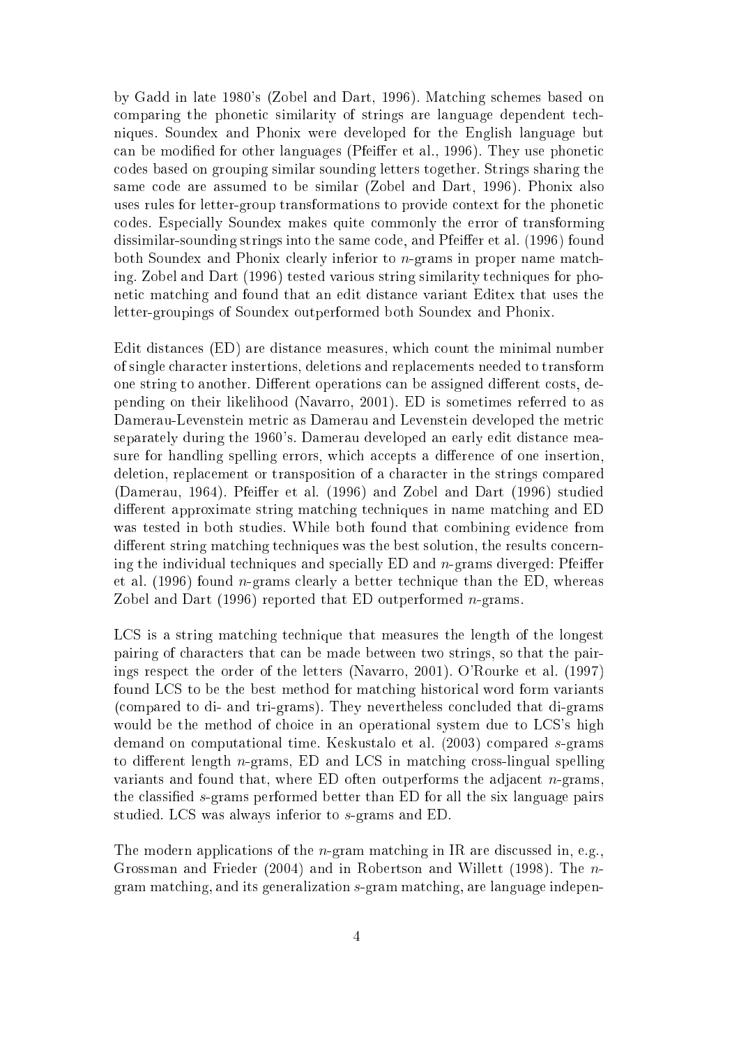by Gadd in late 1980's (Zobel and Dart, 1996). Matching schemes based on comparing the phonetic similarity of strings are language dependent techniques. Soundex and Phonix were developed for the English language but can be modified for other languages (Pfeiffer et al., 1996). They use phonetic codes based on grouping similar sounding letters together. Strings sharing the same code are assumed to be similar (Zobel and Dart, 1996). Phonix also uses rules for letter-group transformations to provide context for the phonetic codes. Especially Soundex makes quite commonly the error of transforming dissimilar-sounding strings into the same code, and Pfeiffer et al. (1996) found both Soundex and Phonix clearly inferior to $n$-grams in proper name matching. Zobel and Dart (1996) tested various string similarity techniques for phonetic matching and found that an edit distance variant Editex that uses the letter-groupings of Soundex outperformed both Soundex and Phonix.

Edit distances (ED) are distance measures, which count the minimal number of single character instertions, deletions and replacements needed to transform one string to another. Different operations can be assigned different costs, depending on their likelihood (Navarro, 2001). ED is sometimes referred to as Damerau-Levenstein metric as Damerau and Levenstein developed the metric separately during the 1960's. Damerau developed an early edit distance measure for handling spelling errors, which accepts a difference of one insertion, deletion, replacement or transposition of a character in the strings compared (Damerau, 1964). Pfeiffer et al. (1996) and Zobel and Dart (1996) studied different approximate string matching techniques in name matching and ED was tested in both studies. While both found that combining evidence from different string matching techniques was the best solution, the results concerning the individual techniques and specially ED and $n$-grams diverged: Pfeiffer et al. (1996) found $n$-grams clearly a better technique than the ED, whereas Zobel and Dart (1996) reported that ED outperformed $n$-grams.

LCS is a string matching technique that measures the length of the longest pairing of characters that can be made between two strings, so that the pairings respect the order of the letters (Navarro, 2001). O'Rourke et al. (1997) found LCS to be the best method for matching historical word form variants (compared to di- and tri-grams). They nevertheless concluded that di-grams would be the method of choice in an operational system due to LCS's high demand on computational time. Keskustalo et al. (2003) compared $s$-grams to different length $n$-grams, ED and LCS in matching cross-lingual spelling variants and found that, where ED often outperforms the adjacent $n$-grams, the classified $s$-grams performed better than ED for all the six language pairs studied. LCS was always inferior to $s$-grams and ED.

The modern applications of the $n$-gram matching in IR are discussed in, e.g., Grossman and Frieder (2004) and in Robertson and Willett (1998). The $n$-gram matching, and its generalization $s$-gram matching, are language indepen-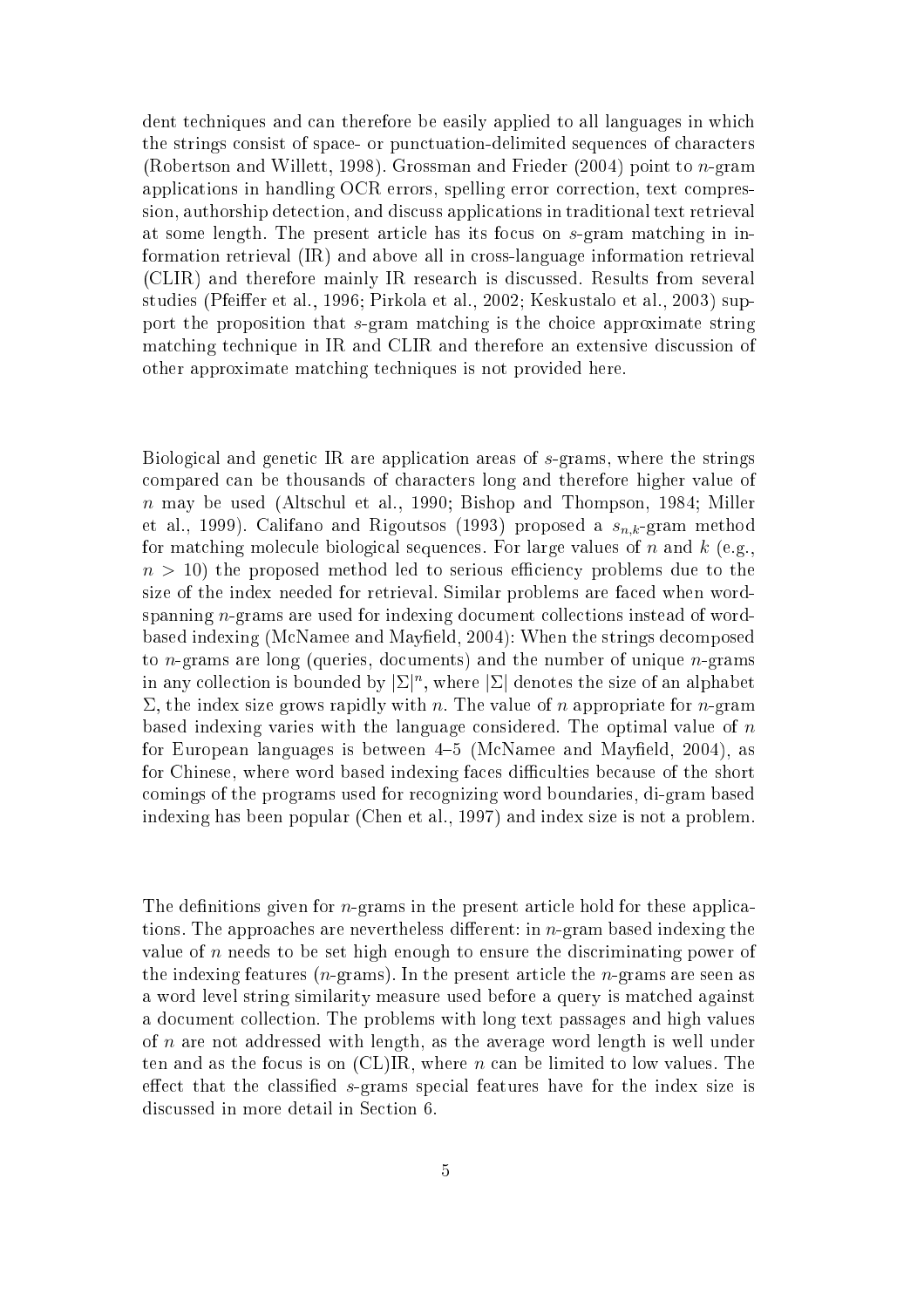dent techniques and can therefore be easily applied to all languages in which the strings consist of space- or punctuation-delimited sequences of characters (Robertson and Willett, 1998). Grossman and Frieder (2004) point to $n$-gram applications in handling OCR errors, spelling error correction, text compression, authorship detection, and discuss applications in traditional text retrieval at some length. The present article has its focus on $s$-gram matching in information retrieval (IR) and above all in cross-language information retrieval (CLIR) and therefore mainly IR research is discussed. Results from several studies (Pfeiffer et al., 1996; Pirkola et al., 2002; Keskustalo et al., 2003) support the proposition that $s$-gram matching is the choice approximate string matching technique in IR and CLIR and therefore an extensive discussion of other approximate matching techniques is not provided here.

Biological and genetic IR are application areas of $s$-grams, where the strings compared can be thousands of characters long and therefore higher value of $n$ may be used (Altschul et al., 1990; Bishop and Thompson, 1984; Miller et al., 1999). Califano and Rigoutsos (1993) proposed a $s_{n,k}$-gram method for matching molecule biological sequences. For large values of $n$ and $k$ (e.g., $n > 10$) the proposed method led to serious efficiency problems due to the size of the index needed for retrieval. Similar problems are faced when word-spanning $n$-grams are used for indexing document collections instead of word-based indexing (McNamee and Mayfield, 2004): When the strings decomposed to $n$-grams are long (queries, documents) and the number of unique $n$-grams in any collection is bounded by $|\Sigma|^n$, where $|\Sigma|$ denotes the size of an alphabet $\Sigma$, the index size grows rapidly with $n$. The value of $n$ appropriate for $n$-gram based indexing varies with the language considered. The optimal value of $n$ for European languages is between 4–5 (McNamee and Mayfield, 2004), as for Chinese, where word based indexing faces difficulties because of the short comings of the programs used for recognizing word boundaries, di-gram based indexing has been popular (Chen et al., 1997) and index size is not a problem.

The definitions given for $n$-grams in the present article hold for these applications. The approaches are nevertheless different: in $n$-gram based indexing the value of $n$ needs to be set high enough to ensure the discriminating power of the indexing features ($n$-grams). In the present article the $n$-grams are seen as a word level string similarity measure used before a query is matched against a document collection. The problems with long text passages and high values of $n$ are not addressed with length, as the average word length is well under ten and as the focus is on (CL)IR, where $n$ can be limited to low values. The effect that the classified $s$-grams special features have for the index size is discussed in more detail in Section 6.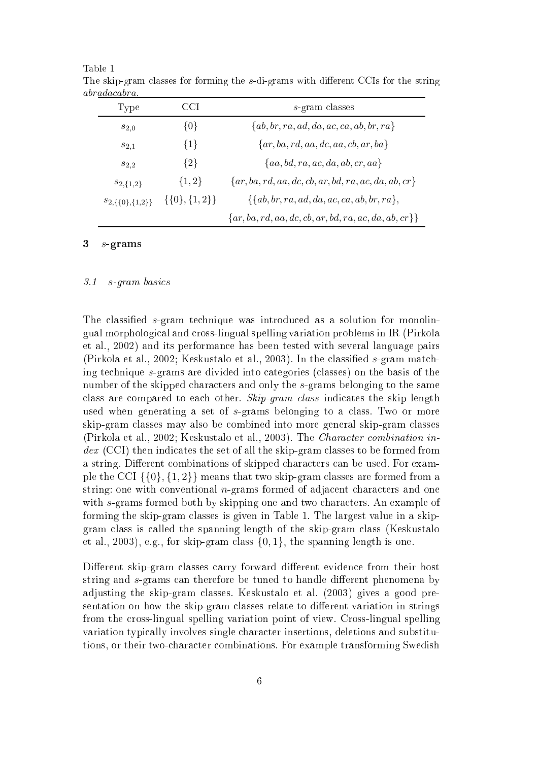Table 1
The skip-gram classes for forming the *s*-di-grams with different CCIs for the string *abr<u>adacabra</u>*.

| Type | CCI | *s*-gram classes |
|---|---|---|
| $s_{2,0}$ | $\{0\}$ | $\{ab, br, ra, ad, da, ac, ca, ab, br, ra\}$ |
| $s_{2,1}$ | $\{1\}$ | $\{ar, ba, rd, aa, dc, aa, cb, ar, ba\}$ |
| $s_{2,2}$ | $\{2\}$ | $\{aa, bd, ra, ac, da, ab, cr, aa\}$ |
| $s_{2,\{1,2\}}$ | $\{1, 2\}$ | $\{ar, ba, rd, aa, dc, cb, ar, bd, ra, ac, da, ab, cr\}$ |
| $s_{2,\{\{0\},\{1,2\}\}}$ | $\{\{0\}, \{1, 2\}\}$ | $\{\{ab, br, ra, ad, da, ac, ca, ab, br, ra\},$ $\{ar, ba, rd, aa, dc, cb, ar, bd, ra, ac, da, ab, cr\}\}$ |

## 3 *s*-grams

### 3.1 *s-gram basics*

The classified *s*-gram technique was introduced as a solution for monolingual morphological and cross-lingual spelling variation problems in IR (Pirkola et al., 2002) and its performance has been tested with several language pairs (Pirkola et al., 2002; Keskustalo et al., 2003). In the classified *s*-gram matching technique *s*-grams are divided into categories (classes) on the basis of the number of the skipped characters and only the *s*-grams belonging to the same class are compared to each other. *Skip-gram class* indicates the skip length used when generating a set of *s*-grams belonging to a class. Two or more skip-gram classes may also be combined into more general skip-gram classes (Pirkola et al., 2002; Keskustalo et al., 2003). The *Character combination index* (CCI) then indicates the set of all the skip-gram classes to be formed from a string. Different combinations of skipped characters can be used. For example the CCI $\{\{0\}, \{1, 2\}\}$ means that two skip-gram classes are formed from a string: one with conventional *n*-grams formed of adjacent characters and one with *s*-grams formed both by skipping one and two characters. An example of forming the skip-gram classes is given in Table 1. The largest value in a skip-gram class is called the spanning length of the skip-gram class (Keskustalo et al., 2003), e.g., for skip-gram class $\{0, 1\}$, the spanning length is one.

Different skip-gram classes carry forward different evidence from their host string and *s*-grams can therefore be tuned to handle different phenomena by adjusting the skip-gram classes. Keskustalo et al. (2003) gives a good presentation on how the skip-gram classes relate to different variation in strings from the cross-lingual spelling variation point of view. Cross-lingual spelling variation typically involves single character insertions, deletions and substitutions, or their two-character combinations. For example transforming Swedish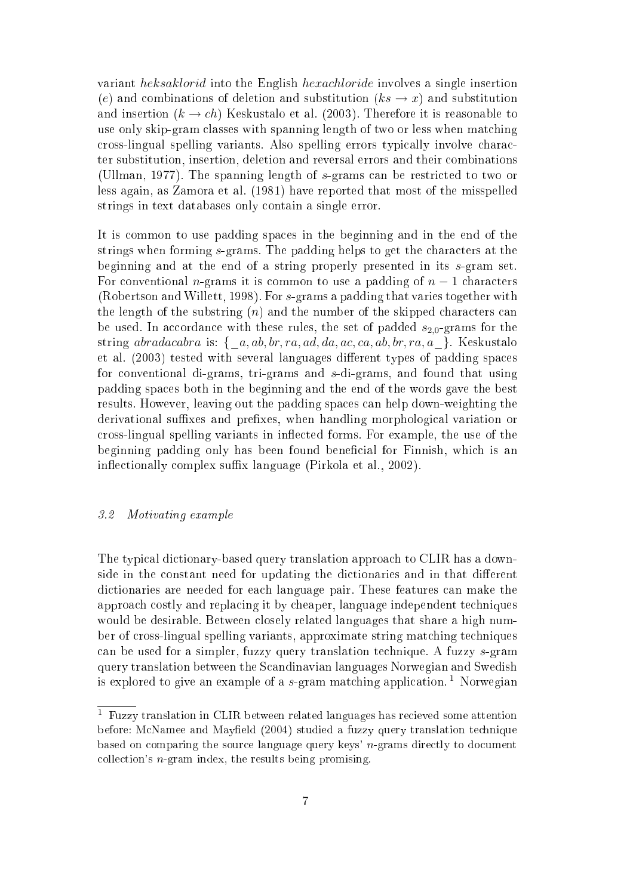variant *heksaklorid* into the English *hexachloride* involves a single insertion ($e$) and combinations of deletion and substitution ($ks \rightarrow x$) and substitution and insertion ($k \rightarrow ch$) Keskustalo et al. (2003). Therefore it is reasonable to use only skip-gram classes with spanning length of two or less when matching cross-lingual spelling variants. Also spelling errors typically involve character substitution, insertion, deletion and reversal errors and their combinations (Ullman, 1977). The spanning length of $s$-grams can be restricted to two or less again, as Zamora et al. (1981) have reported that most of the misspelled strings in text databases only contain a single error.

It is common to use padding spaces in the beginning and in the end of the strings when forming $s$-grams. The padding helps to get the characters at the beginning and at the end of a string properly presented in its $s$-gram set. For conventional $n$-grams it is common to use a padding of $n-1$ characters (Robertson and Willett, 1998). For $s$-grams a padding that varies together with the length of the substring ($n$) and the number of the skipped characters can be used. In accordance with these rules, the set of padded $s_{2,0}$-grams for the string *abradacabra* is: $\{\_a, ab, br, ra, ad, da, ac, ca, ab, br, ra, a\_\}$. Keskustalo et al. (2003) tested with several languages different types of padding spaces for conventional di-grams, tri-grams and $s$-di-grams, and found that using padding spaces both in the beginning and the end of the words gave the best results. However, leaving out the padding spaces can help down-weighting the derivational suffixes and prefixes, when handling morphological variation or cross-lingual spelling variants in inflected forms. For example, the use of the beginning padding only has been found beneficial for Finnish, which is an inflectionally complex suffix language (Pirkola et al., 2002).

### *3.2 Motivating example*

The typical dictionary-based query translation approach to CLIR has a downside in the constant need for updating the dictionaries and in that different dictionaries are needed for each language pair. These features can make the approach costly and replacing it by cheaper, language independent techniques would be desirable. Between closely related languages that share a high number of cross-lingual spelling variants, approximate string matching techniques can be used for a simpler, fuzzy query translation technique. A fuzzy $s$-gram query translation between the Scandinavian languages Norwegian and Swedish is explored to give an example of a $s$-gram matching application. [1] Norwegian

[1] Fuzzy translation in CLIR between related languages has recieved some attention before: McNamee and Mayfield (2004) studied a fuzzy query translation technique based on comparing the source language query keys' $n$-grams directly to document collection's $n$-gram index, the results being promising.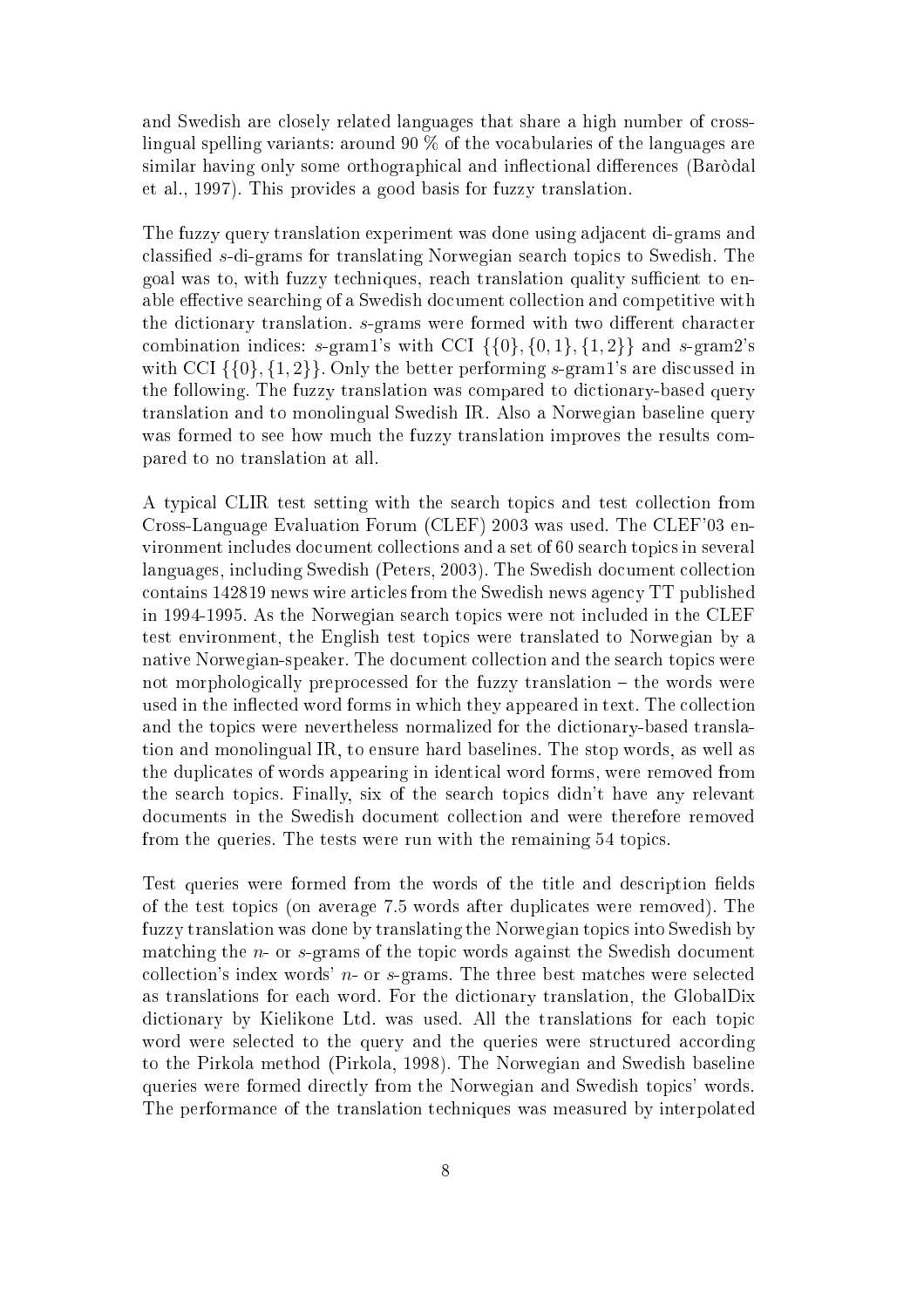and Swedish are closely related languages that share a high number of cross-lingual spelling variants: around 90 % of the vocabularies of the languages are similar having only some orthographical and inflectional differences (Baròdal et al., 1997). This provides a good basis for fuzzy translation.

The fuzzy query translation experiment was done using adjacent di-grams and classified *s*-di-grams for translating Norwegian search topics to Swedish. The goal was to, with fuzzy techniques, reach translation quality sufficient to enable effective searching of a Swedish document collection and competitive with the dictionary translation. *s*-grams were formed with two different character combination indices: *s*-gram1's with CCI $\{\{0\},\{0,1\},\{1,2\}\}$ and *s*-gram2's with CCI $\{\{0\},\{1,2\}\}$. Only the better performing *s*-gram1's are discussed in the following. The fuzzy translation was compared to dictionary-based query translation and to monolingual Swedish IR. Also a Norwegian baseline query was formed to see how much the fuzzy translation improves the results compared to no translation at all.

A typical CLIR test setting with the search topics and test collection from Cross-Language Evaluation Forum (CLEF) 2003 was used. The CLEF'03 environment includes document collections and a set of 60 search topics in several languages, including Swedish (Peters, 2003). The Swedish document collection contains 142819 news wire articles from the Swedish news agency TT published in 1994-1995. As the Norwegian search topics were not included in the CLEF test environment, the English test topics were translated to Norwegian by a native Norwegian-speaker. The document collection and the search topics were not morphologically preprocessed for the fuzzy translation – the words were used in the inflected word forms in which they appeared in text. The collection and the topics were nevertheless normalized for the dictionary-based translation and monolingual IR, to ensure hard baselines. The stop words, as well as the duplicates of words appearing in identical word forms, were removed from the search topics. Finally, six of the search topics didn't have any relevant documents in the Swedish document collection and were therefore removed from the queries. The tests were run with the remaining 54 topics.

Test queries were formed from the words of the title and description fields of the test topics (on average 7.5 words after duplicates were removed). The fuzzy translation was done by translating the Norwegian topics into Swedish by matching the *n*- or *s*-grams of the topic words against the Swedish document collection's index words' *n*- or *s*-grams. The three best matches were selected as translations for each word. For the dictionary translation, the GlobalDix dictionary by Kielikone Ltd. was used. All the translations for each topic word were selected to the query and the queries were structured according to the Pirkola method (Pirkola, 1998). The Norwegian and Swedish baseline queries were formed directly from the Norwegian and Swedish topics' words. The performance of the translation techniques was measured by interpolated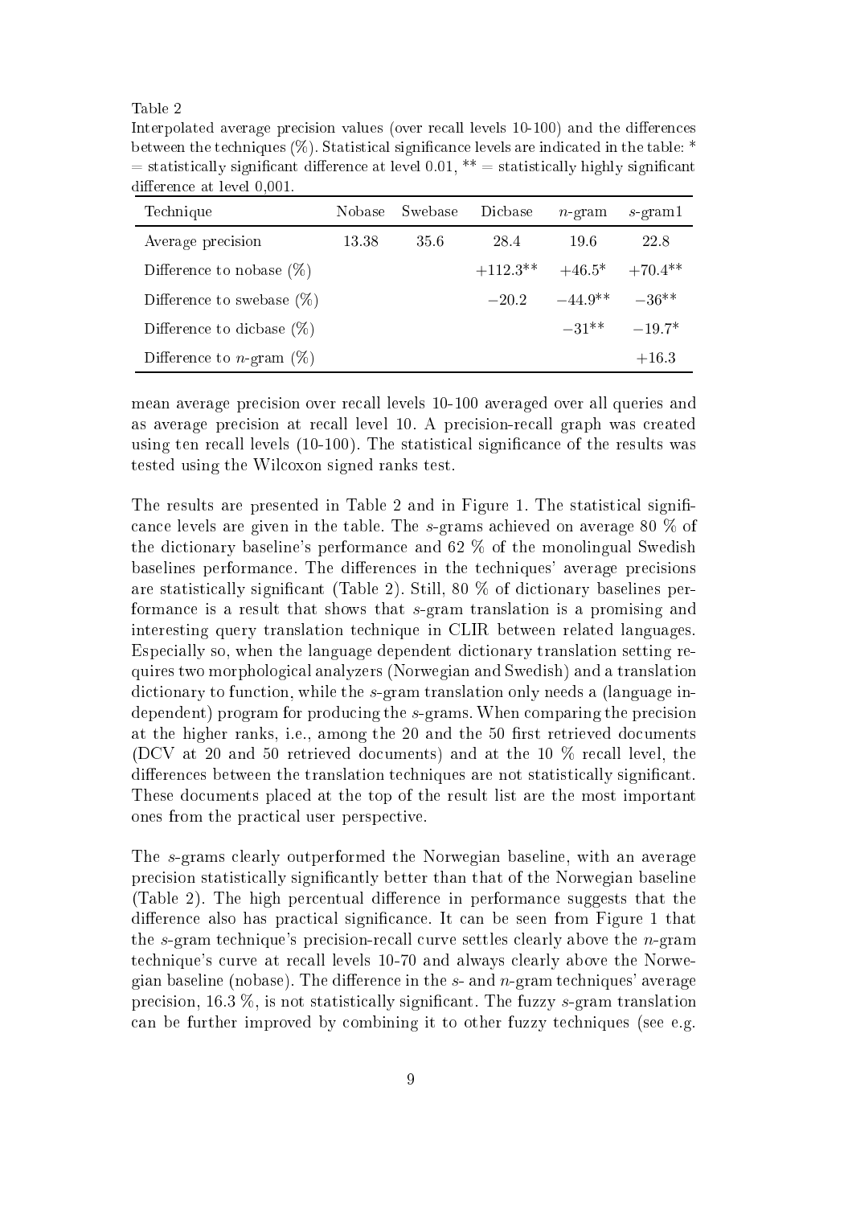Table 2

Interpolated average precision values (over recall levels 10-100) and the differences between the techniques (%). Statistical significance levels are indicated in the table: * = statistically significant difference at level 0.01, ** = statistically highly significant difference at level 0,001.

| Technique | Nobase | Swebase | Dicbase | $n$-gram | $s$-gram1 |
|---|---|---|---|---|---|
| Average precision | 13.38 | 35.6 | 28.4 | 19.6 | 22.8 |
| Difference to nobase (%) | | | +112.3** | +46.5* | +70.4** |
| Difference to swebase (%) | | | −20.2 | −44.9** | −36** |
| Difference to dicbase (%) | | | | −31** | −19.7* |
| Difference to $n$-gram (%) | | | | | +16.3 |

mean average precision over recall levels 10-100 averaged over all queries and as average precision at recall level 10. A precision-recall graph was created using ten recall levels (10-100). The statistical significance of the results was tested using the Wilcoxon signed ranks test.

The results are presented in Table 2 and in Figure 1. The statistical significance levels are given in the table. The $s$-grams achieved on average 80 % of the dictionary baseline's performance and 62 % of the monolingual Swedish baselines performance. The differences in the techniques' average precisions are statistically significant (Table 2). Still, 80 % of dictionary baselines performance is a result that shows that $s$-gram translation is a promising and interesting query translation technique in CLIR between related languages. Especially so, when the language dependent dictionary translation setting requires two morphological analyzers (Norwegian and Swedish) and a translation dictionary to function, while the $s$-gram translation only needs a (language independent) program for producing the $s$-grams. When comparing the precision at the higher ranks, i.e., among the 20 and the 50 first retrieved documents (DCV at 20 and 50 retrieved documents) and at the 10 % recall level, the differences between the translation techniques are not statistically significant. These documents placed at the top of the result list are the most important ones from the practical user perspective.

The $s$-grams clearly outperformed the Norwegian baseline, with an average precision statistically significantly better than that of the Norwegian baseline (Table 2). The high percentual difference in performance suggests that the difference also has practical significance. It can be seen from Figure 1 that the $s$-gram technique's precision-recall curve settles clearly above the $n$-gram technique's curve at recall levels 10-70 and always clearly above the Norwegian baseline (nobase). The difference in the $s$- and $n$-gram techniques' average precision, 16.3 %, is not statistically significant. The fuzzy $s$-gram translation can be further improved by combining it to other fuzzy techniques (see e.g.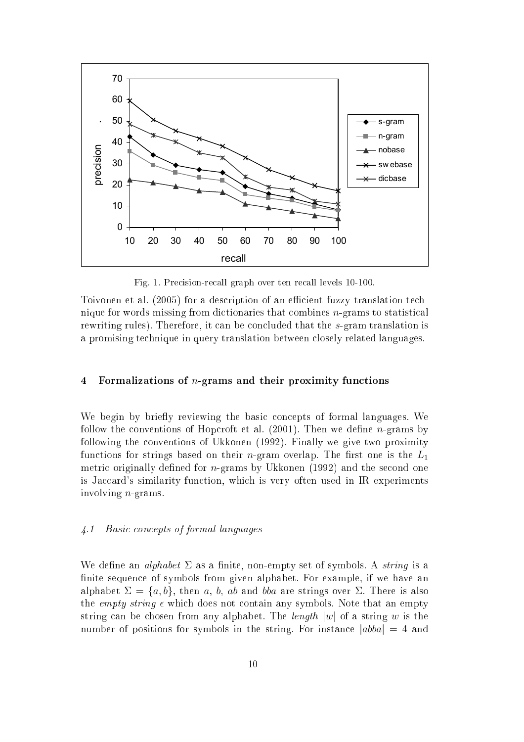Fig. 1. Precision-recall graph over ten recall levels 10-100.

Toivonen et al. (2005) for a description of an efficient fuzzy translation technique for words missing from dictionaries that combines $n$-grams to statistical rewriting rules). Therefore, it can be concluded that the $s$-gram translation is a promising technique in query translation between closely related languages.

## 4 Formalizations of $n$-grams and their proximity functions

We begin by briefly reviewing the basic concepts of formal languages. We follow the conventions of Hopcroft et al. (2001). Then we define $n$-grams by following the conventions of Ukkonen (1992). Finally we give two proximity functions for strings based on their $n$-gram overlap. The first one is the $L_1$ metric originally defined for $n$-grams by Ukkonen (1992) and the second one is Jaccard's similarity function, which is very often used in IR experiments involving $n$-grams.

### *4.1 Basic concepts of formal languages*

We define an *alphabet* $\Sigma$ as a finite, non-empty set of symbols. A *string* is a finite sequence of symbols from given alphabet. For example, if we have an alphabet $\Sigma = \{a, b\}$, then $a$, $b$, $ab$ and $bba$ are strings over $\Sigma$. There is also the *empty string* $\epsilon$ which does not contain any symbols. Note that an empty string can be chosen from any alphabet. The *length* $|w|$ of a string $w$ is the number of positions for symbols in the string. For instance $|abba| = 4$ and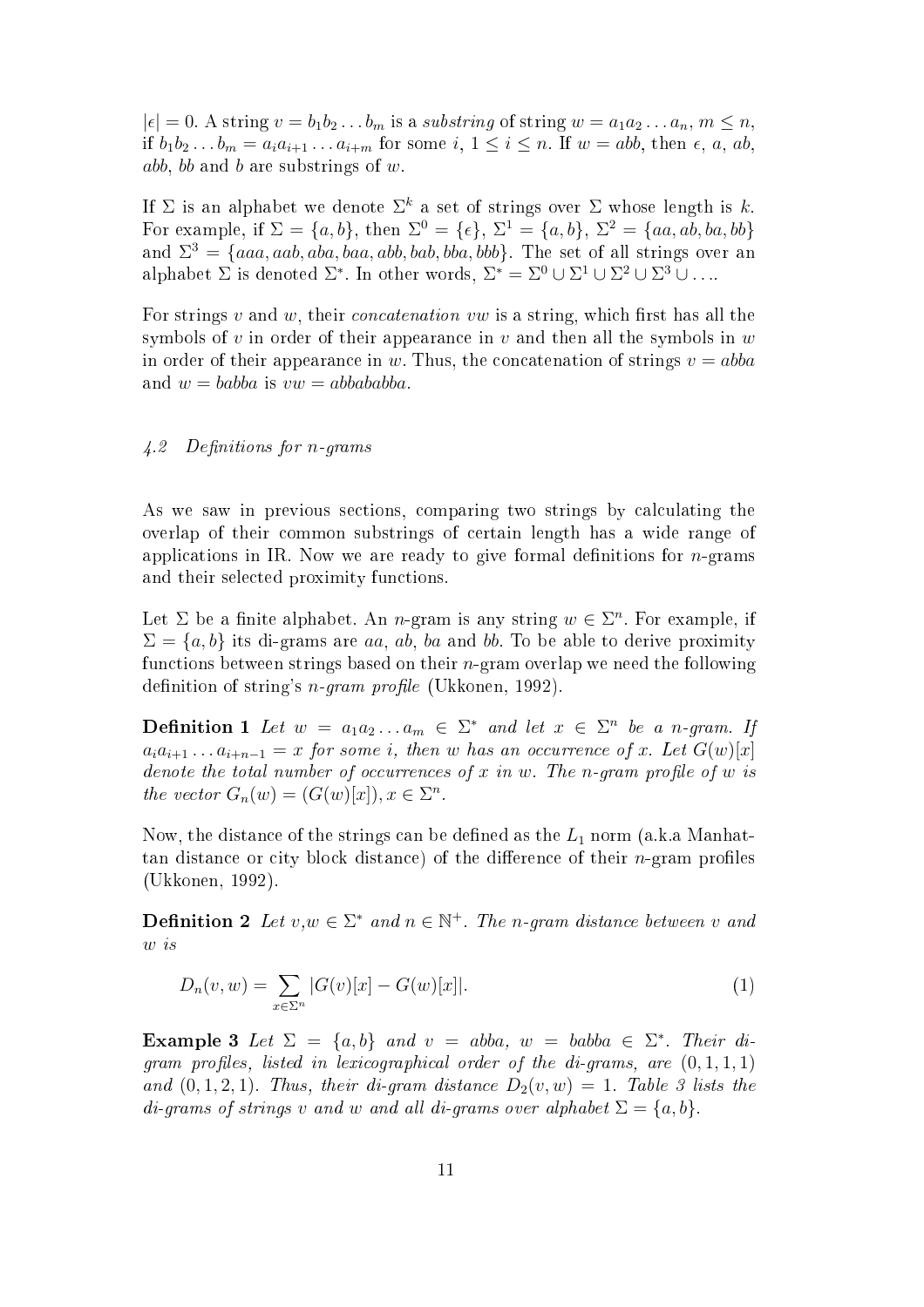$|\epsilon| = 0$. A string $v = b_1b_2 \ldots b_m$ is a *substring* of string $w = a_1a_2 \ldots a_n$, $m \le n$, if $b_1b_2 \ldots b_m = a_ia_{i+1} \ldots a_{i+m}$ for some $i$, $1 \le i \le n$. If $w = abb$, then $\epsilon$, $a$, $ab$, $abb$, $bb$ and $b$ are substrings of $w$.

If $\Sigma$ is an alphabet we denote $\Sigma^k$ a set of strings over $\Sigma$ whose length is $k$. For example, if $\Sigma = \{a, b\}$, then $\Sigma^0 = \{\epsilon\}$, $\Sigma^1 = \{a, b\}$, $\Sigma^2 = \{aa, ab, ba, bb\}$ and $\Sigma^3 = \{aaa, aab, aba, baa, abb, bab, bba, bbb\}$. The set of all strings over an alphabet $\Sigma$ is denoted $\Sigma^*$. In other words, $\Sigma^* = \Sigma^0 \cup \Sigma^1 \cup \Sigma^2 \cup \Sigma^3 \cup \ldots$.

For strings $v$ and $w$, their *concatenation* $vw$ is a string, which first has all the symbols of $v$ in order of their appearance in $v$ and then all the symbols in $w$ in order of their appearance in $w$. Thus, the concatenation of strings $v = abba$ and $w = babba$ is $vw = abbababba$.

### *4.2 Definitions for n-grams*

As we saw in previous sections, comparing two strings by calculating the overlap of their common substrings of certain length has a wide range of applications in IR. Now we are ready to give formal definitions for $n$-grams and their selected proximity functions.

Let $\Sigma$ be a finite alphabet. An $n$-gram is any string $w \in \Sigma^n$. For example, if $\Sigma = \{a, b\}$ its di-grams are $aa$, $ab$, $ba$ and $bb$. To be able to derive proximity functions between strings based on their $n$-gram overlap we need the following definition of string's *n-gram profile* (Ukkonen, 1992).

**Definition 1** *Let $w = a_1a_2 \ldots a_m \in \Sigma^*$ and let $x \in \Sigma^n$ be a n-gram. If $a_ia_{i+1} \ldots a_{i+n-1} = x$ for some $i$, then $w$ has an occurrence of $x$. Let $G(w)[x]$ denote the total number of occurrences of $x$ in $w$. The n-gram profile of $w$ is the vector $G_n(w) = (G(w)[x]), x \in \Sigma^n$.*

Now, the distance of the strings can be defined as the $L_1$ norm (a.k.a Manhattan distance or city block distance) of the difference of their $n$-gram profiles (Ukkonen, 1992).

**Definition 2** *Let $v$,$w \in \Sigma^*$ and $n \in \mathbb{N}^+$. The n-gram distance between $v$ and $w$ is*

$$D_n(v, w) = \sum_{x \in \Sigma^n} |G(v)[x] - G(w)[x]|. \tag{1}$$

**Example 3** *Let $\Sigma = \{a, b\}$ and $v = abba$, $w = babba \in \Sigma^*$. Their di-gram profiles, listed in lexicographical order of the di-grams, are $(0, 1, 1, 1)$ and $(0, 1, 2, 1)$. Thus, their di-gram distance $D_2(v, w) = 1$. Table 3 lists the di-grams of strings $v$ and $w$ and all di-grams over alphabet $\Sigma = \{a, b\}$.*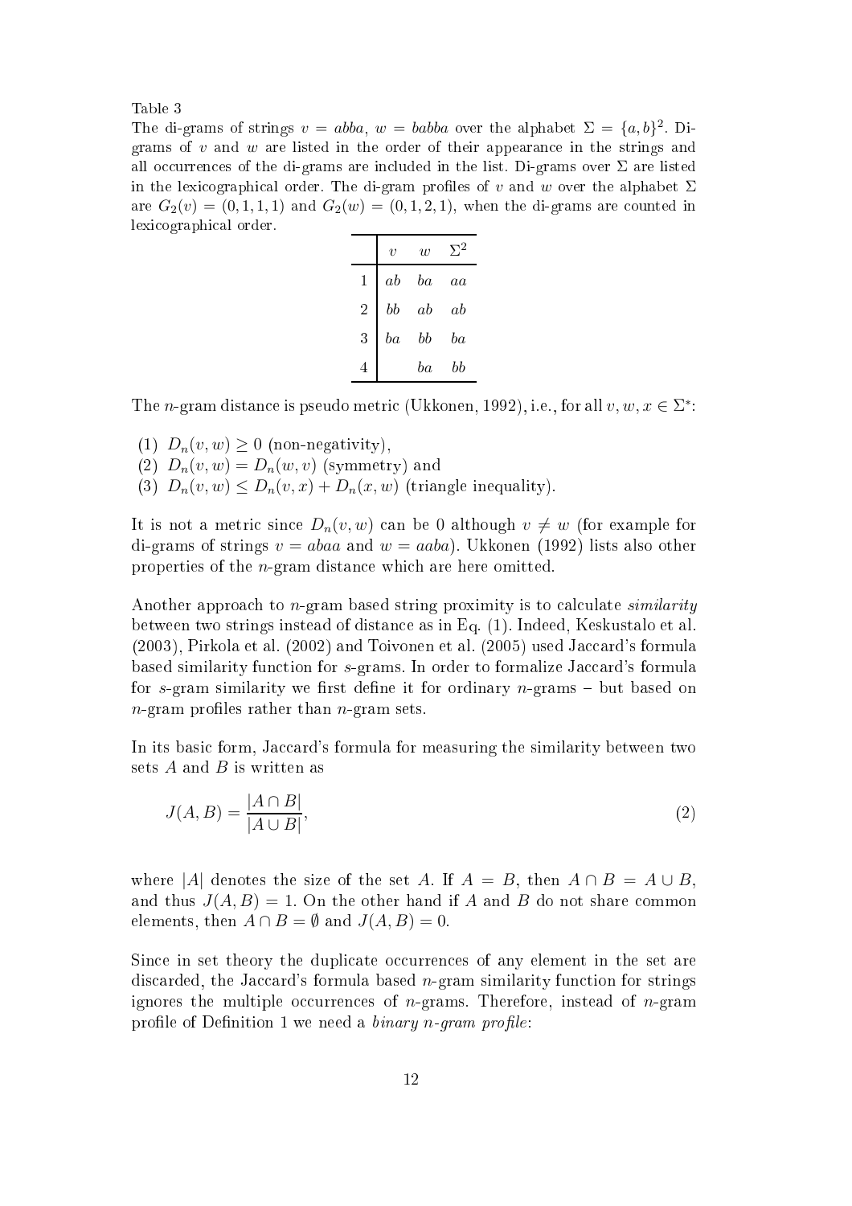Table 3

The di-grams of strings $v = abba$, $w = babba$ over the alphabet $\Sigma = \{a, b\}^2$. Di-grams of $v$ and $w$ are listed in the order of their appearance in the strings and all occurrences of the di-grams are included in the list. Di-grams over $\Sigma$ are listed in the lexicographical order. The di-gram profiles of $v$ and $w$ over the alphabet $\Sigma$ are $G_2(v) = (0, 1, 1, 1)$ and $G_2(w) = (0, 1, 2, 1)$, when the di-grams are counted in lexicographical order.

| | $v$ | $w$ | $\Sigma^2$ |
|---|---|---|---|
| 1 | $ab$ | $ba$ | $aa$ |
| 2 | $bb$ | $ab$ | $ab$ |
| 3 | $ba$ | $bb$ | $ba$ |
| 4 | | $ba$ | $bb$ |

The $n$-gram distance is pseudo metric (Ukkonen, 1992), i.e., for all $v, w, x \in \Sigma^*$:

(1) $D_n(v, w) \geq 0$ (non-negativity),
(2) $D_n(v, w) = D_n(w, v)$ (symmetry) and
(3) $D_n(v, w) \leq D_n(v, x) + D_n(x, w)$ (triangle inequality).

It is not a metric since $D_n(v, w)$ can be 0 although $v \neq w$ (for example for di-grams of strings $v = abaa$ and $w = aaba$). Ukkonen (1992) lists also other properties of the $n$-gram distance which are here omitted.

Another approach to $n$-gram based string proximity is to calculate *similarity* between two strings instead of distance as in Eq. (1). Indeed, Keskustalo et al. (2003), Pirkola et al. (2002) and Toivonen et al. (2005) used Jaccard's formula based similarity function for $s$-grams. In order to formalize Jaccard's formula for $s$-gram similarity we first define it for ordinary $n$-grams – but based on $n$-gram profiles rather than $n$-gram sets.

In its basic form, Jaccard's formula for measuring the similarity between two sets $A$ and $B$ is written as

$$J(A, B) = \frac{|A \cap B|}{|A \cup B|}, \tag{2}$$

where $|A|$ denotes the size of the set $A$. If $A = B$, then $A \cap B = A \cup B$, and thus $J(A, B) = 1$. On the other hand if $A$ and $B$ do not share common elements, then $A \cap B = \emptyset$ and $J(A, B) = 0$.

Since in set theory the duplicate occurrences of any element in the set are discarded, the Jaccard's formula based $n$-gram similarity function for strings ignores the multiple occurrences of $n$-grams. Therefore, instead of $n$-gram profile of Definition 1 we need a *binary n-gram profile*: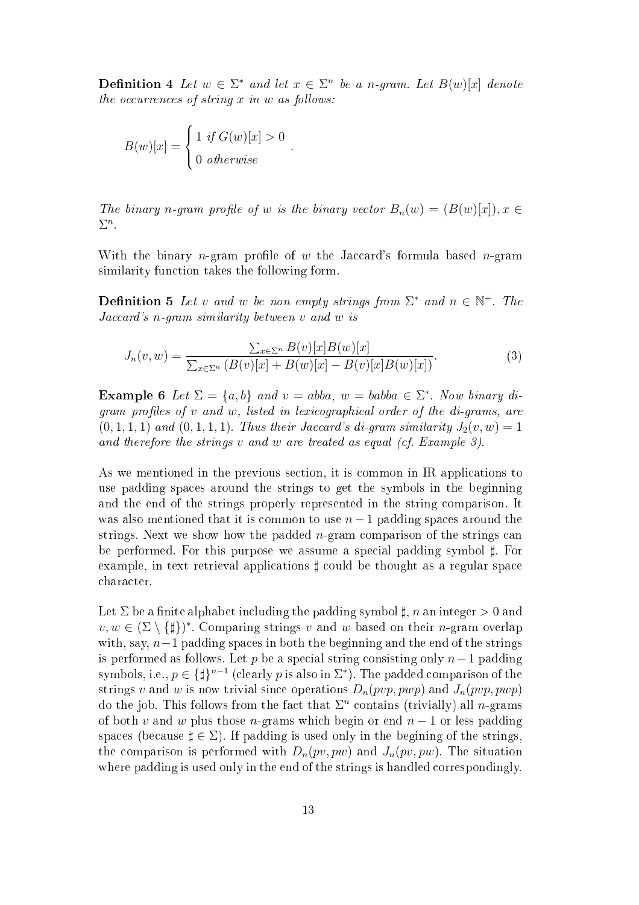**Definition 4** *Let $w \in \Sigma^*$ and let $x \in \Sigma^n$ be a n-gram. Let $B(w)[x]$ denote the occurrences of string $x$ in $w$ as follows:*

$$B(w)[x] = \begin{cases} 1 \text{ if } G(w)[x] > 0 \\ 0 \text{ otherwise} \end{cases}.$$

*The binary n-gram profile of $w$ is the binary vector $B_n(w) = (B(w)[x]), x \in \Sigma^n$.*

With the binary $n$-gram profile of $w$ the Jaccard's formula based $n$-gram similarity function takes the following form.

**Definition 5** *Let $v$ and $w$ be non empty strings from $\Sigma^*$ and $n \in \mathbb{N}^+$. The Jaccard's n-gram similarity between $v$ and $w$ is*

$$J_n(v, w) = \frac{\sum_{x \in \Sigma^n} B(v)[x]B(w)[x]}{\sum_{x \in \Sigma^n} (B(v)[x] + B(w)[x] - B(v)[x]B(w)[x])}. \tag{3}$$

**Example 6** *Let $\Sigma = \{a, b\}$ and $v = abba$, $w = babba \in \Sigma^*$. Now binary di-gram profiles of $v$ and $w$, listed in lexicographical order of the di-grams, are $(0, 1, 1, 1)$ and $(0, 1, 1, 1)$. Thus their Jaccard's di-gram similarity $J_2(v, w) = 1$ and therefore the strings $v$ and $w$ are treated as equal (cf. Example 3).*

As we mentioned in the previous section, it is common in IR applications to use padding spaces around the strings to get the symbols in the beginning and the end of the strings properly represented in the string comparison. It was also mentioned that it is common to use $n-1$ padding spaces around the strings. Next we show how the padded $n$-gram comparison of the strings can be performed. For this purpose we assume a special padding symbol $\sharp$. For example, in text retrieval applications $\sharp$ could be thought as a regular space character.

Let $\Sigma$ be a finite alphabet including the padding symbol $\sharp$, $n$ an integer $> 0$ and $v, w \in (\Sigma \setminus \{\sharp\})^*$. Comparing strings $v$ and $w$ based on their $n$-gram overlap with, say, $n-1$ padding spaces in both the beginning and the end of the strings is performed as follows. Let $p$ be a special string consisting only $n-1$ padding symbols, i.e., $p \in \{\sharp\}^{n-1}$ (clearly $p$ is also in $\Sigma^*$). The padded comparison of the strings $v$ and $w$ is now trivial since operations $D_n(pvp, pwp)$ and $J_n(pvp, pwp)$ do the job. This follows from the fact that $\Sigma^n$ contains (trivially) all $n$-grams of both $v$ and $w$ plus those $n$-grams which begin or end $n-1$ or less padding spaces (because $\sharp \in \Sigma$). If padding is used only in the begining of the strings, the comparison is performed with $D_n(pv, pw)$ and $J_n(pv, pw)$. The situation where padding is used only in the end of the strings is handled correspondingly.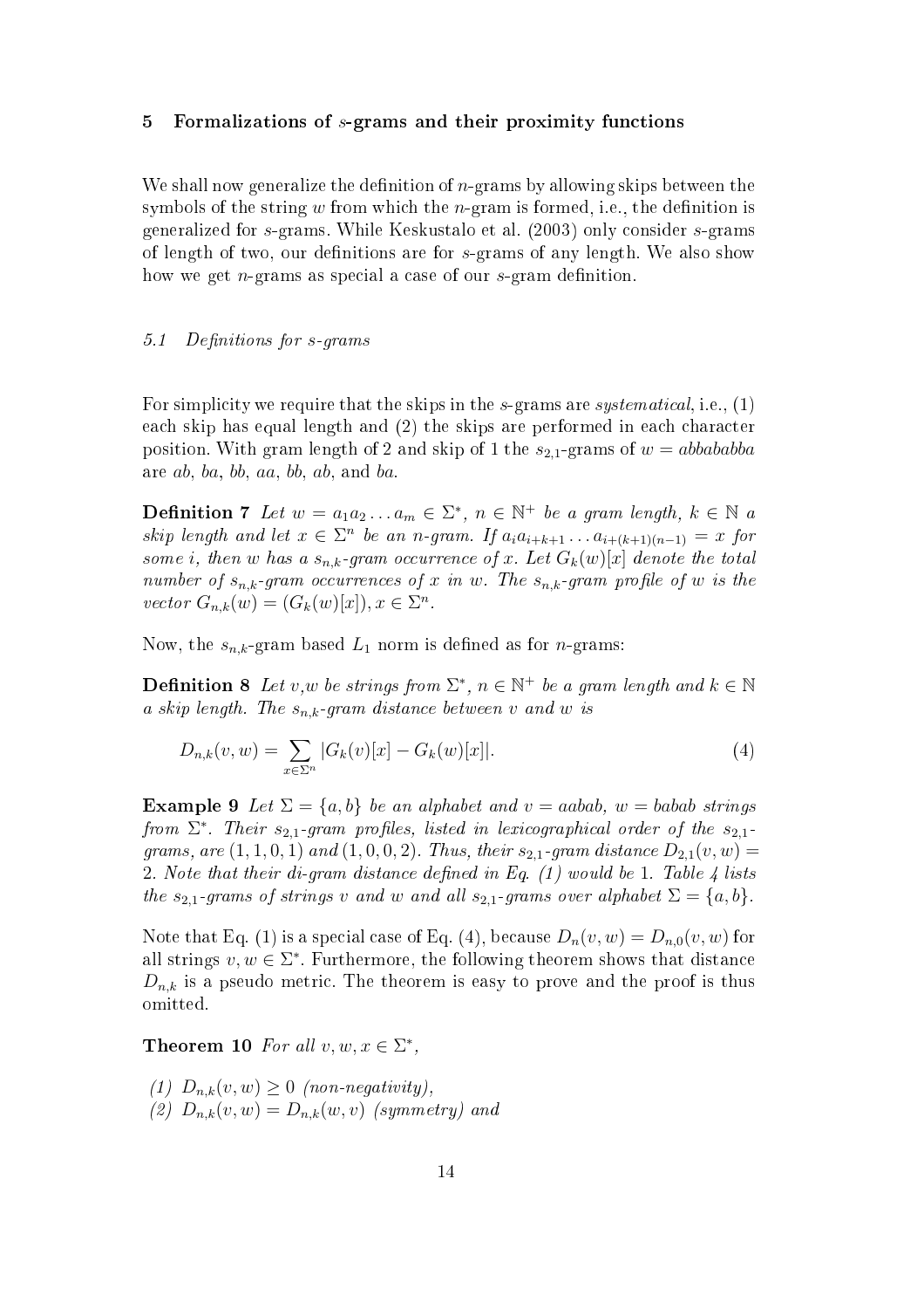## 5 Formalizations of $s$-grams and their proximity functions

We shall now generalize the definition of $n$-grams by allowing skips between the symbols of the string $w$ from which the $n$-gram is formed, i.e., the definition is generalized for $s$-grams. While Keskustalo et al. (2003) only consider $s$-grams of length of two, our definitions are for $s$-grams of any length. We also show how we get $n$-grams as special a case of our $s$-gram definition.

### 5.1 Definitions for s-grams

For simplicity we require that the skips in the $s$-grams are *systematical*, i.e., (1) each skip has equal length and (2) the skips are performed in each character position. With gram length of 2 and skip of 1 the $s_{2,1}$-grams of $w = abbababba$ are $ab$, $ba$, $bb$, $aa$, $bb$, $ab$, and $ba$.

**Definition 7** *Let $w = a_1 a_2 \dots a_m \in \Sigma^*$, $n \in \mathbb{N}^+$ be a gram length, $k \in \mathbb{N}$ a skip length and let $x \in \Sigma^n$ be an $n$-gram. If $a_i a_{i+k+1} \dots a_{i+(k+1)(n-1)} = x$ for some $i$, then $w$ has a $s_{n,k}$-gram occurrence of $x$. Let $G_k(w)[x]$ denote the total number of $s_{n,k}$-gram occurrences of $x$ in $w$. The $s_{n,k}$-gram profile of $w$ is the vector $G_{n,k}(w) = (G_k(w)[x]), x \in \Sigma^n$.*

Now, the $s_{n,k}$-gram based $L_1$ norm is defined as for $n$-grams:

**Definition 8** *Let $v$,$w$ be strings from $\Sigma^*$, $n \in \mathbb{N}^+$ be a gram length and $k \in \mathbb{N}$ a skip length. The $s_{n,k}$-gram distance between $v$ and $w$ is*

$$D_{n,k}(v, w) = \sum_{x \in \Sigma^n} |G_k(v)[x] - G_k(w)[x]|. \tag{4}$$

**Example 9** *Let $\Sigma = \{a, b\}$ be an alphabet and $v = aabab$, $w = babab$ strings from $\Sigma^*$. Their $s_{2,1}$-gram profiles, listed in lexicographical order of the $s_{2,1}$-grams, are $(1, 1, 0, 1)$ and $(1, 0, 0, 2)$. Thus, their $s_{2,1}$-gram distance $D_{2,1}(v, w) = 2$. Note that their di-gram distance defined in Eq. (1) would be 1. Table 4 lists the $s_{2,1}$-grams of strings $v$ and $w$ and all $s_{2,1}$-grams over alphabet $\Sigma = \{a, b\}$.*

Note that Eq. (1) is a special case of Eq. (4), because $D_n(v, w) = D_{n,0}(v, w)$ for all strings $v, w \in \Sigma^*$. Furthermore, the following theorem shows that distance $D_{n,k}$ is a pseudo metric. The theorem is easy to prove and the proof is thus omitted.

**Theorem 10** *For all $v, w, x \in \Sigma^*$,*

*(1) $D_{n,k}(v, w) \geq 0$ (non-negativity),*
*(2) $D_{n,k}(v, w) = D_{n,k}(w, v)$ (symmetry) and*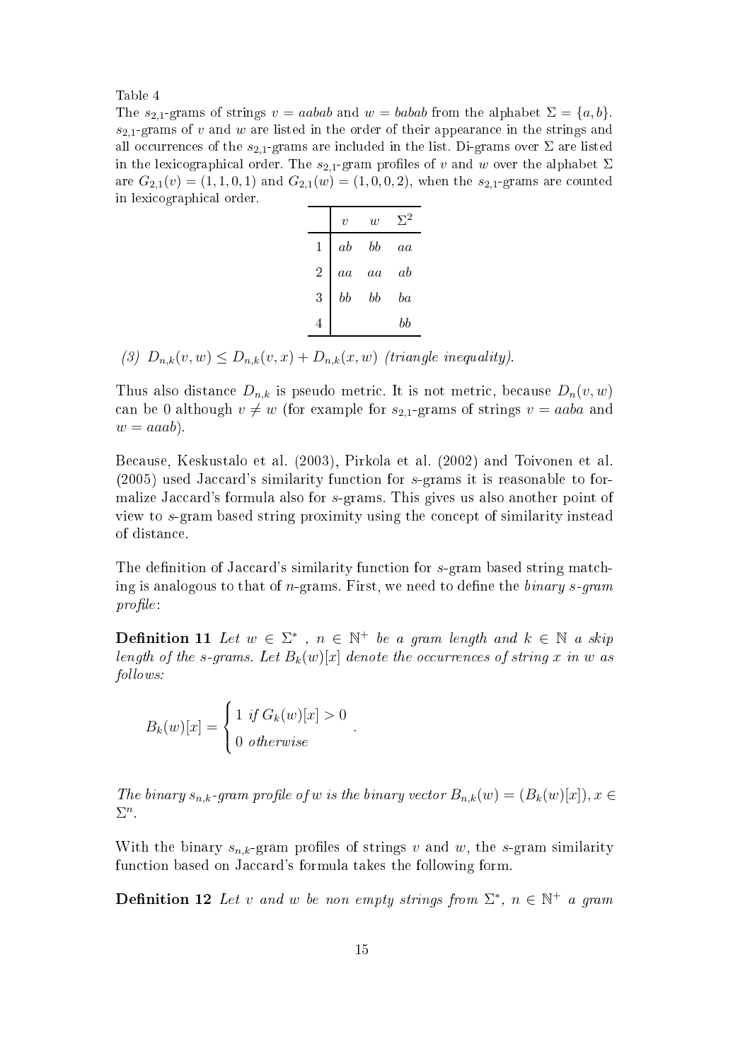Table 4

The $s_{2,1}$-grams of strings $v = aabab$ and $w = babab$ from the alphabet $\Sigma = \{a, b\}$. $s_{2,1}$-grams of $v$ and $w$ are listed in the order of their appearance in the strings and all occurrences of the $s_{2,1}$-grams are included in the list. Di-grams over $\Sigma$ are listed in the lexicographical order. The $s_{2,1}$-gram profiles of $v$ and $w$ over the alphabet $\Sigma$ are $G_{2,1}(v) = (1, 1, 0, 1)$ and $G_{2,1}(w) = (1, 0, 0, 2)$, when the $s_{2,1}$-grams are counted in lexicographical order.

| | $v$ | $w$ | $\Sigma^2$ |
|---|---|---|---|
| 1 | *ab* | *bb* | *aa* |
| 2 | *aa* | *aa* | *ab* |
| 3 | *bb* | *bb* | *ba* |
| 4 | | | *bb* |

*(3)* $D_{n,k}(v, w) \leq D_{n,k}(v, x) + D_{n,k}(x, w)$ *(triangle inequality).*

Thus also distance $D_{n,k}$ is pseudo metric. It is not metric, because $D_n(v, w)$ can be 0 although $v \neq w$ (for example for $s_{2,1}$-grams of strings $v = aaba$ and $w = aaab$).

Because, Keskustalo et al. (2003), Pirkola et al. (2002) and Toivonen et al. (2005) used Jaccard's similarity function for $s$-grams it is reasonable to formalize Jaccard's formula also for $s$-grams. This gives us also another point of view to $s$-gram based string proximity using the concept of similarity instead of distance.

The definition of Jaccard's similarity function for $s$-gram based string matching is analogous to that of $n$-grams. First, we need to define the *binary s-gram profile*:

**Definition 11** *Let $w \in \Sigma^*$ , $n \in \mathbb{N}^+$ be a gram length and $k \in \mathbb{N}$ a skip length of the s-grams. Let $B_k(w)[x]$ denote the occurrences of string $x$ in $w$ as follows:*

$$B_k(w)[x] = \begin{cases} 1 \text{ if } G_k(w)[x] > 0 \\ 0 \text{ otherwise} \end{cases}.$$

*The binary $s_{n,k}$-gram profile of $w$ is the binary vector $B_{n,k}(w) = (B_k(w)[x]), x \in \Sigma^n$.*

With the binary $s_{n,k}$-gram profiles of strings $v$ and $w$, the $s$-gram similarity function based on Jaccard's formula takes the following form.

**Definition 12** *Let $v$ and $w$ be non empty strings from $\Sigma^*$, $n \in \mathbb{N}^+$ a gram*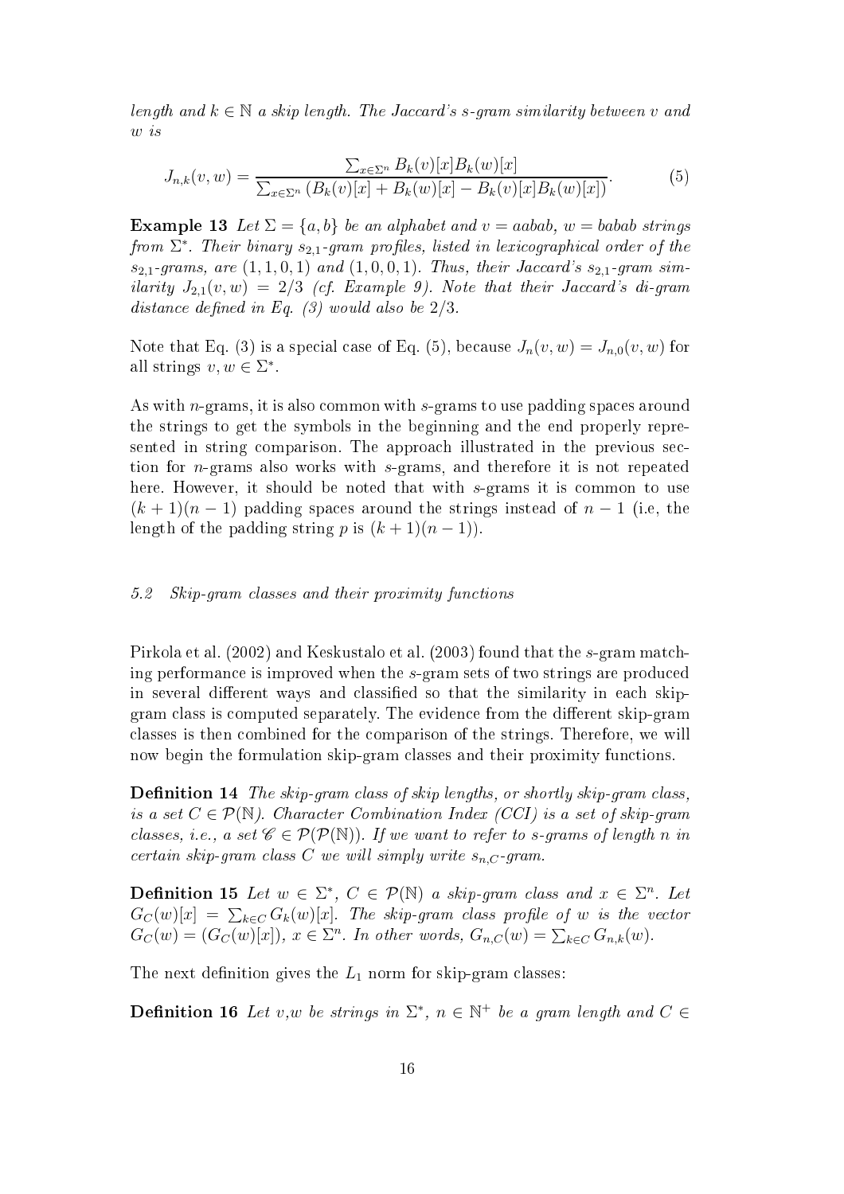length and $k \in \mathbb{N}$ a skip length. The Jaccard's s-gram similarity between $v$ and $w$ is

$$J_{n,k}(v,w) = \frac{\sum_{x \in \Sigma^n} B_k(v)[x] B_k(w)[x]}{\sum_{x \in \Sigma^n} \left(B_k(v)[x] + B_k(w)[x] - B_k(v)[x] B_k(w)[x]\right)}. \tag{5}$$

**Example 13** *Let $\Sigma = \{a, b\}$ be an alphabet and $v = aabab$, $w = babab$ strings from $\Sigma^*$. Their binary $s_{2,1}$-gram profiles, listed in lexicographical order of the $s_{2,1}$-grams, are $(1,1,0,1)$ and $(1,0,0,1)$. Thus, their Jaccard's $s_{2,1}$-gram similarity $J_{2,1}(v,w) = 2/3$ (cf. Example 9). Note that their Jaccard's di-gram distance defined in Eq. (3) would also be $2/3$.*

Note that Eq. (3) is a special case of Eq. (5), because $J_n(v,w) = J_{n,0}(v,w)$ for all strings $v, w \in \Sigma^*$.

As with $n$-grams, it is also common with $s$-grams to use padding spaces around the strings to get the symbols in the beginning and the end properly represented in string comparison. The approach illustrated in the previous section for $n$-grams also works with $s$-grams, and therefore it is not repeated here. However, it should be noted that with $s$-grams it is common to use $(k+1)(n-1)$ padding spaces around the strings instead of $n-1$ (i.e, the length of the padding string $p$ is $(k+1)(n-1)$).

### 5.2 Skip-gram classes and their proximity functions

Pirkola et al. (2002) and Keskustalo et al. (2003) found that the $s$-gram matching performance is improved when the $s$-gram sets of two strings are produced in several different ways and classified so that the similarity in each skip-gram class is computed separately. The evidence from the different skip-gram classes is then combined for the comparison of the strings. Therefore, we will now begin the formulation skip-gram classes and their proximity functions.

**Definition 14** *The skip-gram class of skip lengths, or shortly skip-gram class, is a set $C \in \mathcal{P}(\mathbb{N})$. Character Combination Index (CCI) is a set of skip-gram classes, i.e., a set $\mathscr{C} \in \mathcal{P}(\mathcal{P}(\mathbb{N}))$. If we want to refer to s-grams of length $n$ in certain skip-gram class $C$ we will simply write $s_{n,C}$-gram.*

**Definition 15** *Let $w \in \Sigma^*$, $C \in \mathcal{P}(\mathbb{N})$ a skip-gram class and $x \in \Sigma^n$. Let $G_C(w)[x] = \sum_{k \in C} G_k(w)[x]$. The skip-gram class profile of $w$ is the vector $G_C(w) = (G_C(w)[x])$, $x \in \Sigma^n$. In other words, $G_{n,C}(w) = \sum_{k \in C} G_{n,k}(w)$.*

The next definition gives the $L_1$ norm for skip-gram classes:

**Definition 16** *Let $v$,$w$ be strings in $\Sigma^*$, $n \in \mathbb{N}^+$ be a gram length and $C \in$*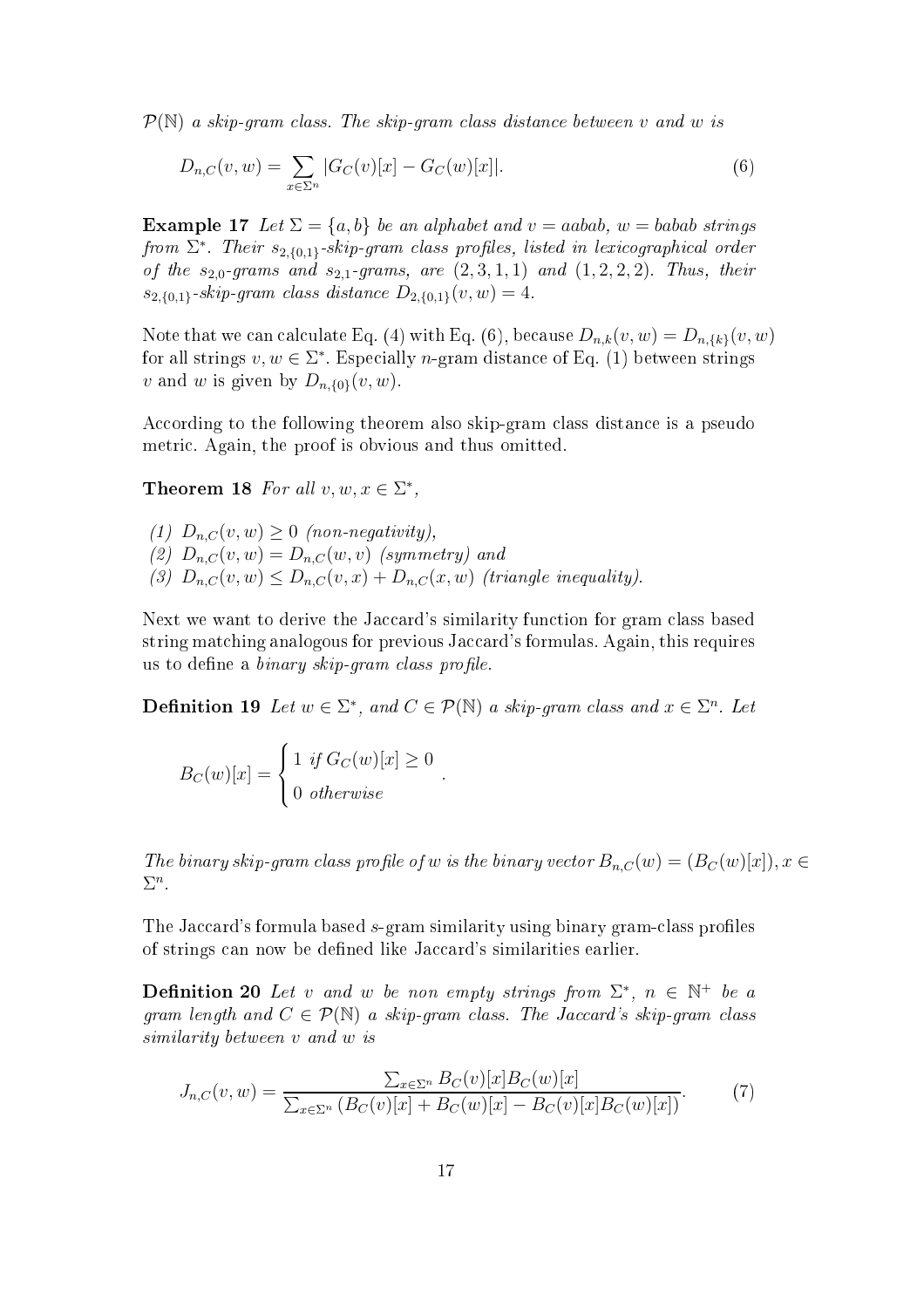$\mathcal{P}(\mathbb{N})$ *a skip-gram class. The skip-gram class distance between* $v$ *and* $w$ *is*

$$D_{n,C}(v, w) = \sum_{x \in \Sigma^n} |G_C(v)[x] - G_C(w)[x]|. \tag{6}$$

**Example 17** *Let* $\Sigma = \{a, b\}$ *be an alphabet and* $v = aabab$, $w = babab$ *strings from* $\Sigma^*$. *Their* $s_{2,\{0,1\}}$*-skip-gram class profiles, listed in lexicographical order of the* $s_{2,0}$*-grams and* $s_{2,1}$*-grams, are* $(2, 3, 1, 1)$ *and* $(1, 2, 2, 2)$. *Thus, their* $s_{2,\{0,1\}}$*-skip-gram class distance* $D_{2,\{0,1\}}(v, w) = 4$.

Note that we can calculate Eq. (4) with Eq. (6), because $D_{n,k}(v, w) = D_{n,\{k\}}(v, w)$ for all strings $v, w \in \Sigma^*$. Especially $n$-gram distance of Eq. (1) between strings $v$ and $w$ is given by $D_{n,\{0\}}(v, w)$.

According to the following theorem also skip-gram class distance is a pseudo metric. Again, the proof is obvious and thus omitted.

**Theorem 18** *For all* $v, w, x \in \Sigma^*$,

*(1)* $D_{n,C}(v, w) \geq 0$ *(non-negativity),*
*(2)* $D_{n,C}(v, w) = D_{n,C}(w, v)$ *(symmetry) and*
*(3)* $D_{n,C}(v, w) \leq D_{n,C}(v, x) + D_{n,C}(x, w)$ *(triangle inequality).*

Next we want to derive the Jaccard's similarity function for gram class based string matching analogous for previous Jaccard's formulas. Again, this requires us to define a *binary skip-gram class profile*.

**Definition 19** *Let* $w \in \Sigma^*$, *and* $C \in \mathcal{P}(\mathbb{N})$ *a skip-gram class and* $x \in \Sigma^n$. *Let*

$$B_C(w)[x] = \begin{cases} 1 \text{ if } G_C(w)[x] \geq 0 \\ 0 \text{ otherwise} \end{cases}.$$

*The binary skip-gram class profile of* $w$ *is the binary vector* $B_{n,C}(w) = (B_C(w)[x]), x \in \Sigma^n$.

The Jaccard's formula based $s$-gram similarity using binary gram-class profiles of strings can now be defined like Jaccard's similarities earlier.

**Definition 20** *Let* $v$ *and* $w$ *be non empty strings from* $\Sigma^*$, $n \in \mathbb{N}^+$ *be a gram length and* $C \in \mathcal{P}(\mathbb{N})$ *a skip-gram class. The Jaccard's skip-gram class similarity between* $v$ *and* $w$ *is*

$$J_{n,C}(v, w) = \frac{\sum_{x \in \Sigma^n} B_C(v)[x] B_C(w)[x]}{\sum_{x \in \Sigma^n} (B_C(v)[x] + B_C(w)[x] - B_C(v)[x] B_C(w)[x])}. \tag{7}$$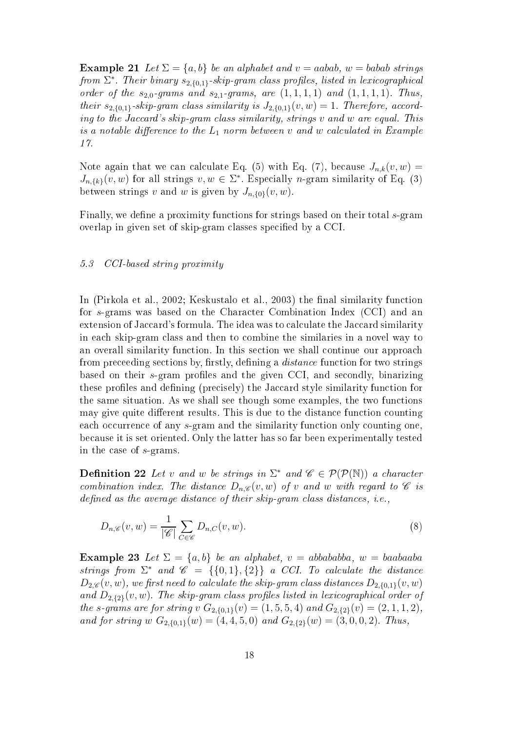**Example 21** *Let $\Sigma = \{a, b\}$ be an alphabet and $v = aabab$, $w = babab$ strings from $\Sigma^*$. Their binary $s_{2,\{0,1\}}$-skip-gram class profiles, listed in lexicographical order of the $s_{2,0}$-grams and $s_{2,1}$-grams, are $(1, 1, 1, 1)$ and $(1, 1, 1, 1)$. Thus, their $s_{2,\{0,1\}}$-skip-gram class similarity is $J_{2,\{0,1\}}(v, w) = 1$. Therefore, according to the Jaccard's skip-gram class similarity, strings $v$ and $w$ are equal. This is a notable difference to the $L_1$ norm between $v$ and $w$ calculated in Example 17.*

Note again that we can calculate Eq. (5) with Eq. (7), because $J_{n,k}(v, w) = J_{n,\{k\}}(v, w)$ for all strings $v, w \in \Sigma^*$. Especially $n$-gram similarity of Eq. (3) between strings $v$ and $w$ is given by $J_{n,\{0\}}(v, w)$.

Finally, we define a proximity functions for strings based on their total $s$-gram overlap in given set of skip-gram classes specified by a CCI.

### 5.3 CCI-based string proximity

In (Pirkola et al., 2002; Keskustalo et al., 2003) the final similarity function for $s$-grams was based on the Character Combination Index (CCI) and an extension of Jaccard's formula. The idea was to calculate the Jaccard similarity in each skip-gram class and then to combine the similaries in a novel way to an overall similarity function. In this section we shall continue our approach from preceeding sections by, firstly, defining a *distance* function for two strings based on their $s$-gram profiles and the given CCI, and secondly, binarizing these profiles and defining (precisely) the Jaccard style similarity function for the same situation. As we shall see though some examples, the two functions may give quite different results. This is due to the distance function counting each occurrence of any $s$-gram and the similarity function only counting one, because it is set oriented. Only the latter has so far been experimentally tested in the case of $s$-grams.

**Definition 22** *Let $v$ and $w$ be strings in $\Sigma^*$ and $\mathscr{C} \in \mathcal{P}(\mathcal{P}(\mathbb{N}))$ a character combination index. The distance $D_{n,\mathscr{C}}(v, w)$ of $v$ and $w$ with regard to $\mathscr{C}$ is defined as the average distance of their skip-gram class distances, i.e.,*

$$D_{n,\mathscr{C}}(v, w) = \frac{1}{|\mathscr{C}|} \sum_{C \in \mathscr{C}} D_{n,C}(v, w). \tag{8}$$

**Example 23** *Let $\Sigma = \{a, b\}$ be an alphabet, $v = abbababba$, $w = baabaaba$ strings from $\Sigma^*$ and $\mathscr{C} = \{\{0, 1\}, \{2\}\}$ a CCI. To calculate the distance $D_{2,\mathscr{C}}(v, w)$, we first need to calculate the skip-gram class distances $D_{2,\{0,1\}}(v, w)$ and $D_{2,\{2\}}(v, w)$. The skip-gram class profiles listed in lexicographical order of the s-grams are for string $v$ $G_{2,\{0,1\}}(v) = (1, 5, 5, 4)$ and $G_{2,\{2\}}(v) = (2, 1, 1, 2)$, and for string $w$ $G_{2,\{0,1\}}(w) = (4, 4, 5, 0)$ and $G_{2,\{2\}}(w) = (3, 0, 0, 2)$. Thus,*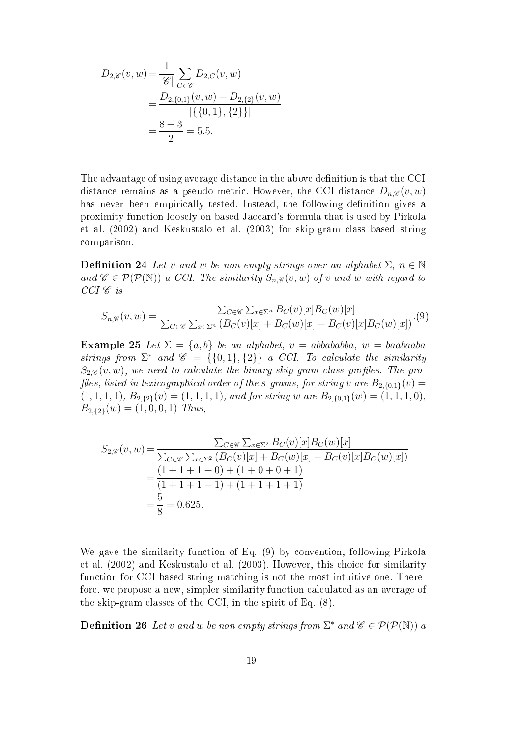$$
\begin{aligned}
D_{2,\mathscr{C}}(v,w) &= \frac{1}{|\mathscr{C}|}\sum_{C\in\mathscr{C}} D_{2,C}(v,w) \\
&= \frac{D_{2,\{0,1\}}(v,w) + D_{2,\{2\}}(v,w)}{|\{\{0,1\},\{2\}\}|} \\
&= \frac{8+3}{2} = 5.5.
\end{aligned}
$$

The advantage of using average distance in the above definition is that the CCI distance remains as a pseudo metric. However, the CCI distance $D_{n,\mathscr{C}}(v,w)$ has never been empirically tested. Instead, the following definition gives a proximity function loosely on based Jaccard's formula that is used by Pirkola et al. (2002) and Keskustalo et al. (2003) for skip-gram class based string comparison.

**Definition 24** *Let $v$ and $w$ be non empty strings over an alphabet $\Sigma$, $n \in \mathbb{N}$ and $\mathscr{C} \in \mathcal{P}(\mathcal{P}(\mathbb{N}))$ a CCI. The similarity $S_{n,\mathscr{C}}(v,w)$ of $v$ and $w$ with regard to CCI $\mathscr{C}$ is*

$$
S_{n,\mathscr{C}}(v,w) = \frac{\sum_{C\in\mathscr{C}}\sum_{x\in\Sigma^n} B_C(v)[x]B_C(w)[x]}{\sum_{C\in\mathscr{C}}\sum_{x\in\Sigma^n}\left(B_C(v)[x] + B_C(w)[x] - B_C(v)[x]B_C(w)[x]\right)}. \quad (9)
$$

**Example 25** *Let $\Sigma = \{a,b\}$ be an alphabet, $v = abbababba$, $w = baabaaba$ strings from $\Sigma^*$ and $\mathscr{C} = \{\{0,1\},\{2\}\}$ a CCI. To calculate the similarity $S_{2,\mathscr{C}}(v,w)$, we need to calculate the binary skip-gram class profiles. The profiles, listed in lexicographical order of the s-grams, for string $v$ are $B_{2,\{0,1\}}(v) = (1,1,1,1)$, $B_{2,\{2\}}(v) = (1,1,1,1)$, and for string $w$ are $B_{2,\{0,1\}}(w) = (1,1,1,0)$, $B_{2,\{2\}}(w) = (1,0,0,1)$ Thus,*

$$
\begin{aligned}
S_{2,\mathscr{C}}(v,w) &= \frac{\sum_{C\in\mathscr{C}}\sum_{x\in\Sigma^2} B_C(v)[x]B_C(w)[x]}{\sum_{C\in\mathscr{C}}\sum_{x\in\Sigma^2}\left(B_C(v)[x] + B_C(w)[x] - B_C(v)[x]B_C(w)[x]\right)} \\
&= \frac{(1+1+1+0)+(1+0+0+1)}{(1+1+1+1)+(1+1+1+1)} \\
&= \frac{5}{8} = 0.625.
\end{aligned}
$$

We gave the similarity function of Eq. (9) by convention, following Pirkola et al. (2002) and Keskustalo et al. (2003). However, this choice for similarity function for CCI based string matching is not the most intuitive one. Therefore, we propose a new, simpler similarity function calculated as an average of the skip-gram classes of the CCI, in the spirit of Eq. (8).

**Definition 26** *Let $v$ and $w$ be non empty strings from $\Sigma^*$ and $\mathscr{C} \in \mathcal{P}(\mathcal{P}(\mathbb{N}))$ a*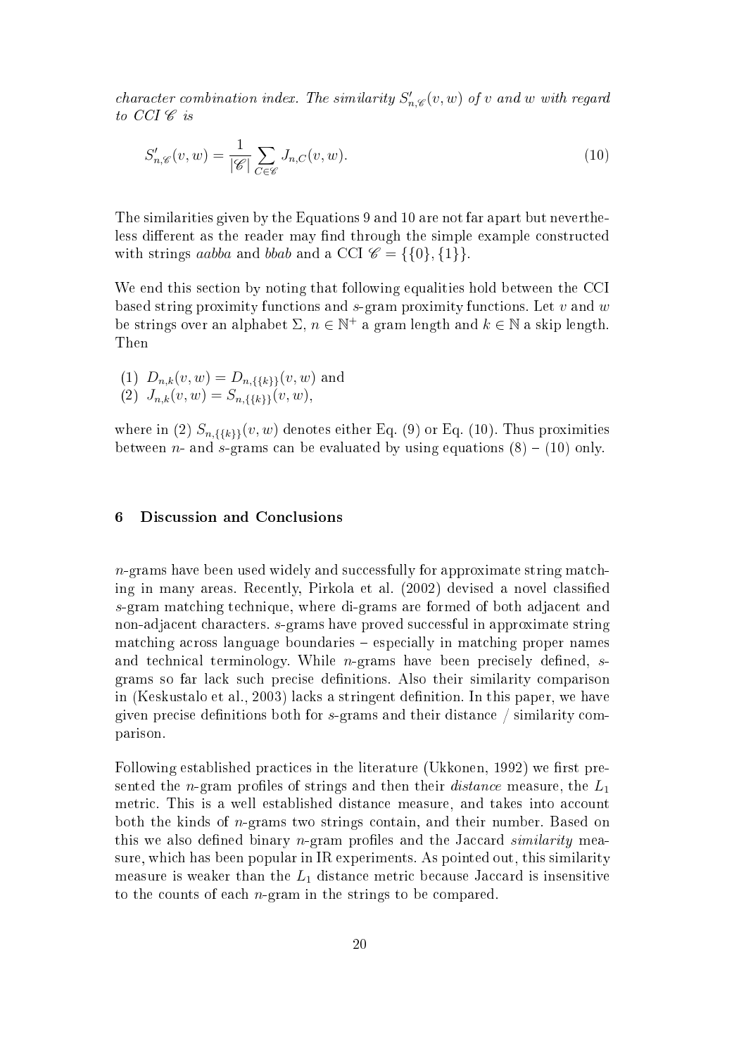*character combination index. The similarity $S'_{n,\mathscr{C}}(v, w)$ of $v$ and $w$ with regard to CCI $\mathscr{C}$ is*

$$S'_{n,\mathscr{C}}(v, w) = \frac{1}{|\mathscr{C}|} \sum_{C \in \mathscr{C}} J_{n,C}(v, w). \tag{10}$$

The similarities given by the Equations 9 and 10 are not far apart but nevertheless different as the reader may find through the simple example constructed with strings *aabba* and *bbab* and a CCI $\mathscr{C} = \{\{0\}, \{1\}\}$.

We end this section by noting that following equalities hold between the CCI based string proximity functions and $s$-gram proximity functions. Let $v$ and $w$ be strings over an alphabet $\Sigma$, $n \in \mathbb{N}^+$ a gram length and $k \in \mathbb{N}$ a skip length. Then

(1) $D_{n,k}(v, w) = D_{n,\{\{k\}\}}(v, w)$ and
(2) $J_{n,k}(v, w) = S_{n,\{\{k\}\}}(v, w)$,

where in (2) $S_{n,\{\{k\}\}}(v, w)$ denotes either Eq. (9) or Eq. (10). Thus proximities between $n$- and $s$-grams can be evaluated by using equations (8) – (10) only.

## 6 Discussion and Conclusions

$n$-grams have been used widely and successfully for approximate string matching in many areas. Recently, Pirkola et al. (2002) devised a novel classified $s$-gram matching technique, where di-grams are formed of both adjacent and non-adjacent characters. $s$-grams have proved successful in approximate string matching across language boundaries – especially in matching proper names and technical terminology. While $n$-grams have been precisely defined, $s$-grams so far lack such precise definitions. Also their similarity comparison in (Keskustalo et al., 2003) lacks a stringent definition. In this paper, we have given precise definitions both for $s$-grams and their distance / similarity comparison.

Following established practices in the literature (Ukkonen, 1992) we first presented the $n$-gram profiles of strings and then their *distance* measure, the $L_1$ metric. This is a well established distance measure, and takes into account both the kinds of $n$-grams two strings contain, and their number. Based on this we also defined binary $n$-gram profiles and the Jaccard *similarity* measure, which has been popular in IR experiments. As pointed out, this similarity measure is weaker than the $L_1$ distance metric because Jaccard is insensitive to the counts of each $n$-gram in the strings to be compared.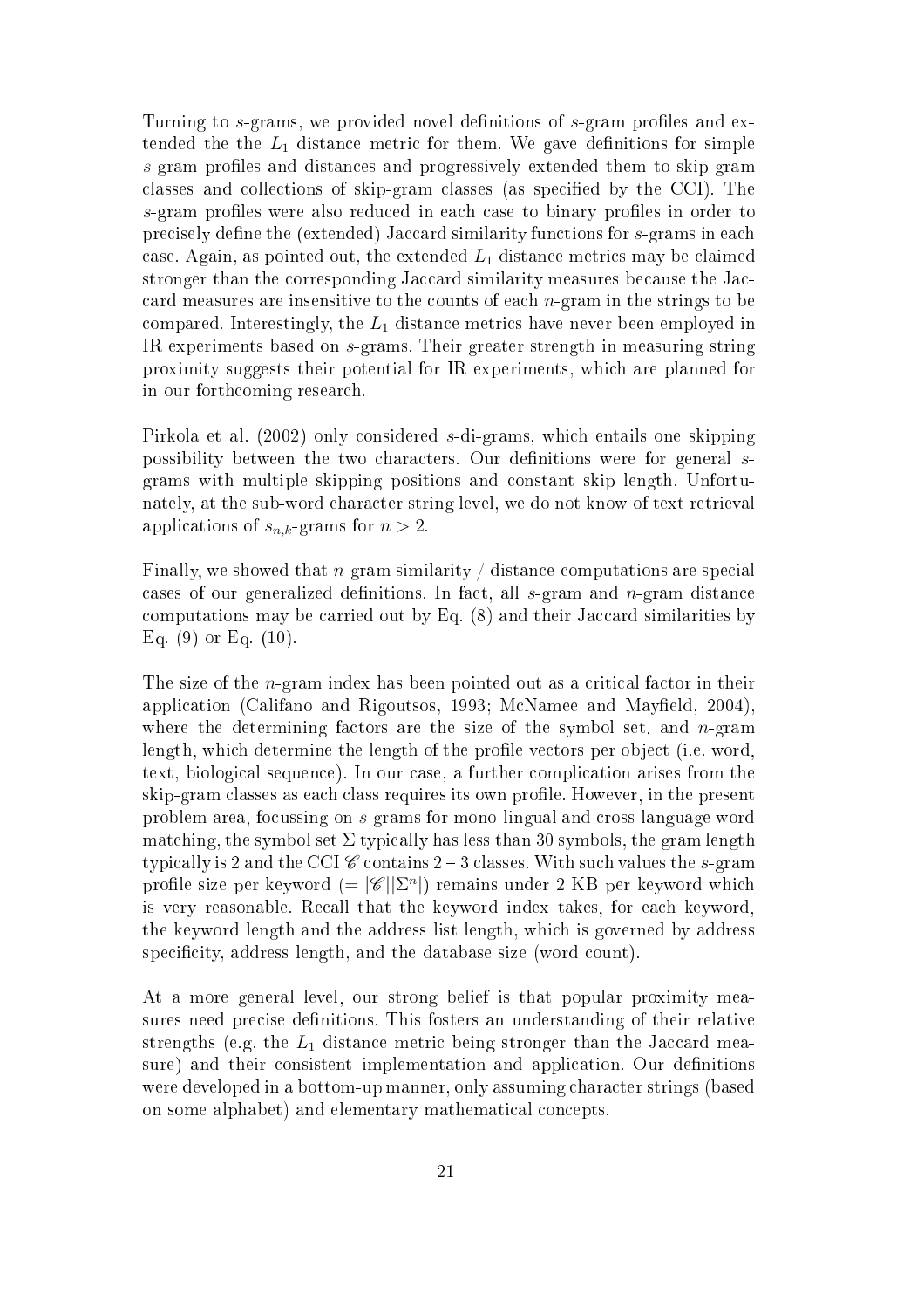Turning to $s$-grams, we provided novel definitions of $s$-gram profiles and extended the the $L_1$ distance metric for them. We gave definitions for simple $s$-gram profiles and distances and progressively extended them to skip-gram classes and collections of skip-gram classes (as specified by the CCI). The $s$-gram profiles were also reduced in each case to binary profiles in order to precisely define the (extended) Jaccard similarity functions for $s$-grams in each case. Again, as pointed out, the extended $L_1$ distance metrics may be claimed stronger than the corresponding Jaccard similarity measures because the Jaccard measures are insensitive to the counts of each $n$-gram in the strings to be compared. Interestingly, the $L_1$ distance metrics have never been employed in IR experiments based on $s$-grams. Their greater strength in measuring string proximity suggests their potential for IR experiments, which are planned for in our forthcoming research.

Pirkola et al. (2002) only considered $s$-di-grams, which entails one skipping possibility between the two characters. Our definitions were for general $s$-grams with multiple skipping positions and constant skip length. Unfortunately, at the sub-word character string level, we do not know of text retrieval applications of $s_{n,k}$-grams for $n > 2$.

Finally, we showed that $n$-gram similarity / distance computations are special cases of our generalized definitions. In fact, all $s$-gram and $n$-gram distance computations may be carried out by Eq. (8) and their Jaccard similarities by Eq. (9) or Eq. (10).

The size of the $n$-gram index has been pointed out as a critical factor in their application (Califano and Rigoutsos, 1993; McNamee and Mayfield, 2004), where the determining factors are the size of the symbol set, and $n$-gram length, which determine the length of the profile vectors per object (i.e. word, text, biological sequence). In our case, a further complication arises from the skip-gram classes as each class requires its own profile. However, in the present problem area, focussing on $s$-grams for mono-lingual and cross-language word matching, the symbol set $\Sigma$ typically has less than 30 symbols, the gram length typically is 2 and the CCI $\mathscr{C}$ contains 2 – 3 classes. With such values the $s$-gram profile size per keyword ($= |\mathscr{C}||\Sigma^n|$) remains under 2 KB per keyword which is very reasonable. Recall that the keyword index takes, for each keyword, the keyword length and the address list length, which is governed by address specificity, address length, and the database size (word count).

At a more general level, our strong belief is that popular proximity measures need precise definitions. This fosters an understanding of their relative strengths (e.g. the $L_1$ distance metric being stronger than the Jaccard measure) and their consistent implementation and application. Our definitions were developed in a bottom-up manner, only assuming character strings (based on some alphabet) and elementary mathematical concepts.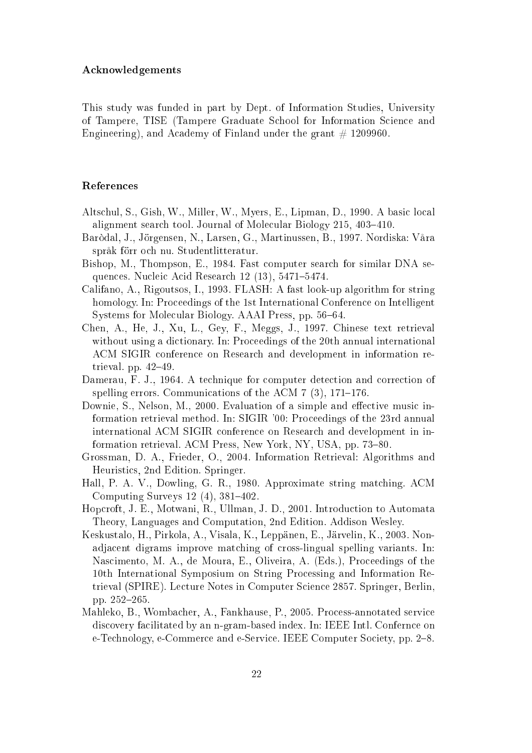## Acknowledgements

This study was funded in part by Dept. of Information Studies, University of Tampere, TISE (Tampere Graduate School for Information Science and Engineering), and Academy of Finland under the grant # 1209960.

## References

Altschul, S., Gish, W., Miller, W., Myers, E., Lipman, D., 1990. A basic local alignment search tool. Journal of Molecular Biology 215, 403–410.

Baròdal, J., Jörgensen, N., Larsen, G., Martinussen, B., 1997. Nordiska: Våra språk förr och nu. Studentlitteratur.

Bishop, M., Thompson, E., 1984. Fast computer search for similar DNA sequences. Nucleic Acid Research 12 (13), 5471–5474.

Califano, A., Rigoutsos, I., 1993. FLASH: A fast look-up algorithm for string homology. In: Proceedings of the 1st International Conference on Intelligent Systems for Molecular Biology. AAAI Press, pp. 56–64.

Chen, A., He, J., Xu, L., Gey, F., Meggs, J., 1997. Chinese text retrieval without using a dictionary. In: Proceedings of the 20th annual international ACM SIGIR conference on Research and development in information retrieval. pp. 42–49.

Damerau, F. J., 1964. A technique for computer detection and correction of spelling errors. Communications of the ACM 7 (3), 171–176.

Downie, S., Nelson, M., 2000. Evaluation of a simple and effective music information retrieval method. In: SIGIR '00: Proceedings of the 23rd annual international ACM SIGIR conference on Research and development in information retrieval. ACM Press, New York, NY, USA, pp. 73–80.

Grossman, D. A., Frieder, O., 2004. Information Retrieval: Algorithms and Heuristics, 2nd Edition. Springer.

Hall, P. A. V., Dowling, G. R., 1980. Approximate string matching. ACM Computing Surveys 12 (4), 381–402.

Hopcroft, J. E., Motwani, R., Ullman, J. D., 2001. Introduction to Automata Theory, Languages and Computation, 2nd Edition. Addison Wesley.

Keskustalo, H., Pirkola, A., Visala, K., Leppänen, E., Järvelin, K., 2003. Non-adjacent digrams improve matching of cross-lingual spelling variants. In: Nascimento, M. A., de Moura, E., Oliveira, A. (Eds.), Proceedings of the 10th International Symposium on String Processing and Information Retrieval (SPIRE). Lecture Notes in Computer Science 2857. Springer, Berlin, pp. 252–265.

Mahleko, B., Wombacher, A., Fankhause, P., 2005. Process-annotated service discovery facilitated by an n-gram-based index. In: IEEE Intl. Confernce on e-Technology, e-Commerce and e-Service. IEEE Computer Society, pp. 2–8.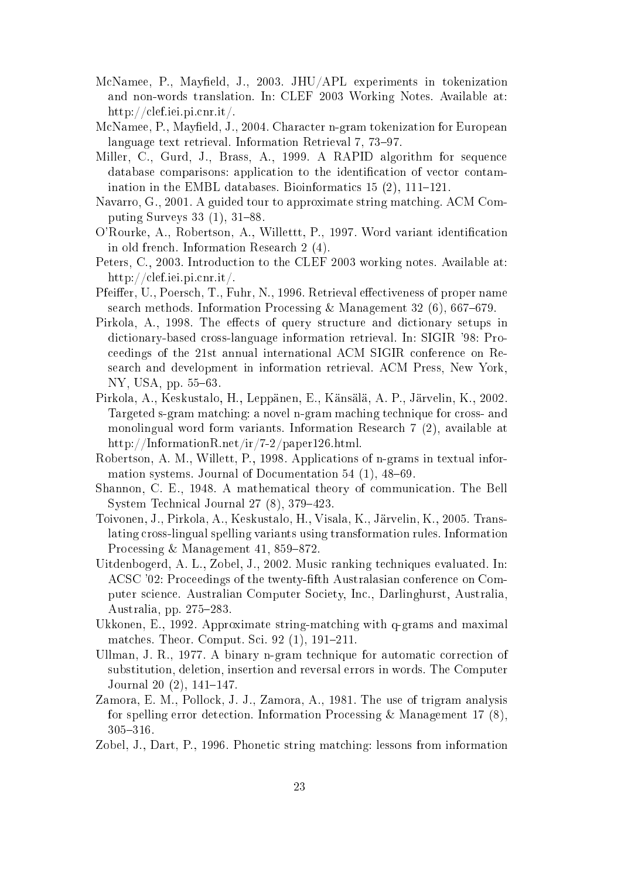McNamee, P., Mayfield, J., 2003. JHU/APL experiments in tokenization and non-words translation. In: CLEF 2003 Working Notes. Available at: http://clef.iei.pi.cnr.it/.

McNamee, P., Mayfield, J., 2004. Character n-gram tokenization for European language text retrieval. Information Retrieval 7, 73–97.

Miller, C., Gurd, J., Brass, A., 1999. A RAPID algorithm for sequence database comparisons: application to the identification of vector contamination in the EMBL databases. Bioinformatics 15 (2), 111–121.

Navarro, G., 2001. A guided tour to approximate string matching. ACM Computing Surveys 33 (1), 31–88.

O'Rourke, A., Robertson, A., Willettt, P., 1997. Word variant identification in old french. Information Research 2 (4).

Peters, C., 2003. Introduction to the CLEF 2003 working notes. Available at: http://clef.iei.pi.cnr.it/.

Pfeiffer, U., Poersch, T., Fuhr, N., 1996. Retrieval effectiveness of proper name search methods. Information Processing & Management 32 (6), 667–679.

Pirkola, A., 1998. The effects of query structure and dictionary setups in dictionary-based cross-language information retrieval. In: SIGIR '98: Proceedings of the 21st annual international ACM SIGIR conference on Research and development in information retrieval. ACM Press, New York, NY, USA, pp. 55–63.

Pirkola, A., Keskustalo, H., Leppänen, E., Känsälä, A. P., Järvelin, K., 2002. Targeted s-gram matching: a novel n-gram maching technique for cross- and monolingual word form variants. Information Research 7 (2), available at http://InformationR.net/ir/7-2/paper126.html.

Robertson, A. M., Willett, P., 1998. Applications of n-grams in textual information systems. Journal of Documentation 54 (1), 48–69.

Shannon, C. E., 1948. A mathematical theory of communication. The Bell System Technical Journal 27 (8), 379–423.

Toivonen, J., Pirkola, A., Keskustalo, H., Visala, K., Järvelin, K., 2005. Translating cross-lingual spelling variants using transformation rules. Information Processing & Management 41, 859–872.

Uitdenbogerd, A. L., Zobel, J., 2002. Music ranking techniques evaluated. In: ACSC '02: Proceedings of the twenty-fifth Australasian conference on Computer science. Australian Computer Society, Inc., Darlinghurst, Australia, Australia, pp. 275–283.

Ukkonen, E., 1992. Approximate string-matching with q-grams and maximal matches. Theor. Comput. Sci. 92 (1), 191–211.

Ullman, J. R., 1977. A binary n-gram technique for automatic correction of substitution, deletion, insertion and reversal errors in words. The Computer Journal 20 (2), 141–147.

Zamora, E. M., Pollock, J. J., Zamora, A., 1981. The use of trigram analysis for spelling error detection. Information Processing & Management 17 (8), 305–316.

Zobel, J., Dart, P., 1996. Phonetic string matching: lessons from information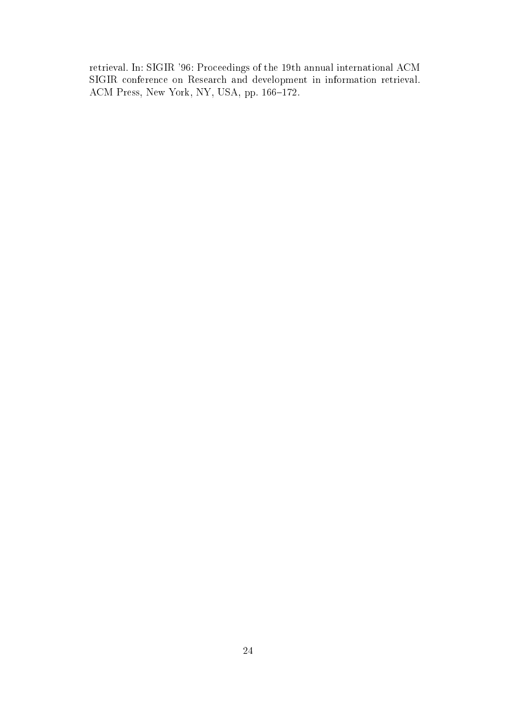retrieval. In: SIGIR '96: Proceedings of the 19th annual international ACM SIGIR conference on Research and development in information retrieval. ACM Press, New York, NY, USA, pp. 166–172.